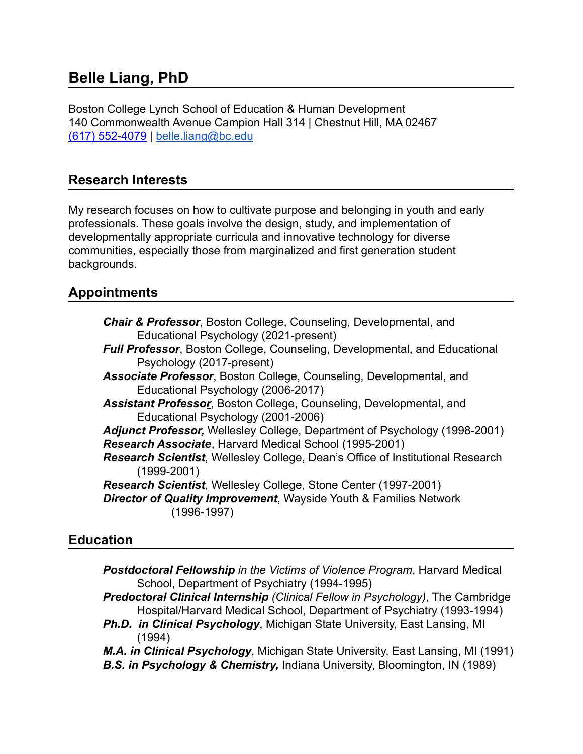# Belle Liang, PhD

Boston College Lynch School of Education & Human Development
140 Commonwealth Avenue Campion Hall 314 | Chestnut Hill, MA 02467
(617) 552-4079 | belle.liang@bc.edu

## Research Interests

My research focuses on how to cultivate purpose and belonging in youth and early professionals. These goals involve the design, study, and implementation of developmentally appropriate curricula and innovative technology for diverse communities, especially those from marginalized and first generation student backgrounds.

## Appointments

***Chair & Professor***, Boston College, Counseling, Developmental, and Educational Psychology (2021-present)
***Full Professor***, Boston College, Counseling, Developmental, and Educational Psychology (2017-present)
***Associate Professor***, Boston College, Counseling, Developmental, and Educational Psychology (2006-2017)
***Assistant Professor***, Boston College, Counseling, Developmental, and Educational Psychology (2001-2006)
***Adjunct Professor,*** Wellesley College, Department of Psychology (1998-2001)
***Research Associate***, Harvard Medical School (1995-2001)
***Research Scientist***, Wellesley College, Dean's Office of Institutional Research (1999-2001)
***Research Scientist***, Wellesley College, Stone Center (1997-2001)
***Director of Quality Improvement***, Wayside Youth & Families Network (1996-1997)

## Education

***Postdoctoral Fellowship*** *in the Victims of Violence Program*, Harvard Medical School, Department of Psychiatry (1994-1995)
***Predoctoral Clinical Internship*** *(Clinical Fellow in Psychology)*, The Cambridge Hospital/Harvard Medical School, Department of Psychiatry (1993-1994)
***Ph.D. in Clinical Psychology***, Michigan State University, East Lansing, MI (1994)
***M.A. in Clinical Psychology***, Michigan State University, East Lansing, MI (1991)
***B.S. in Psychology & Chemistry,*** Indiana University, Bloomington, IN (1989)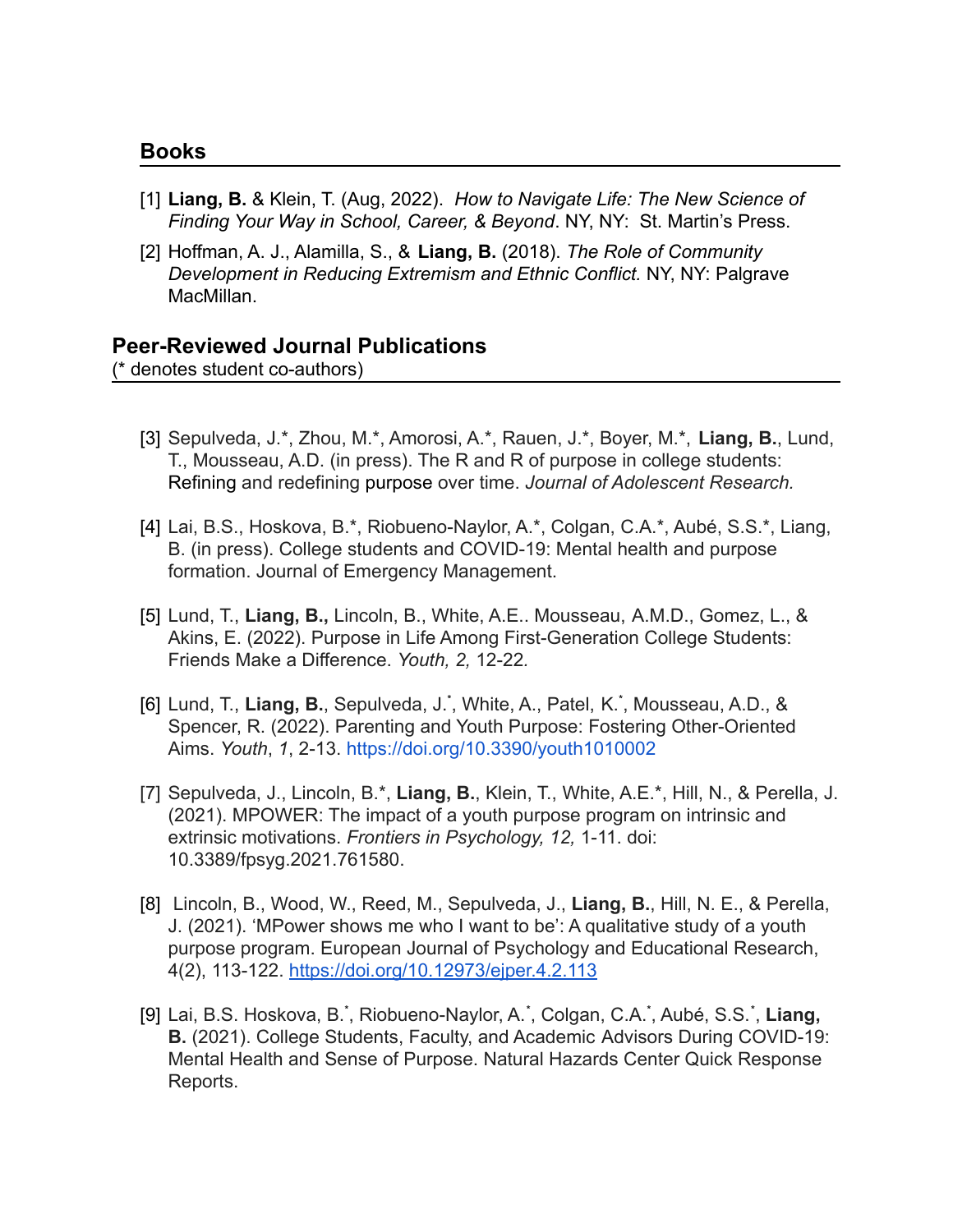## Books

[1] **Liang, B.** & Klein, T. (Aug, 2022). *How to Navigate Life: The New Science of Finding Your Way in School, Career, & Beyond*. NY, NY: St. Martin's Press.

[2] Hoffman, A. J., Alamilla, S., & **Liang, B.** (2018). *The Role of Community Development in Reducing Extremism and Ethnic Conflict.* NY, NY: Palgrave MacMillan.

## Peer-Reviewed Journal Publications

(* denotes student co-authors)

[3] Sepulveda, J.*, Zhou, M.*, Amorosi, A.*, Rauen, J.*, Boyer, M.*, **Liang, B.**, Lund, T., Mousseau, A.D. (in press). The R and R of purpose in college students: Refining and redefining purpose over time. *Journal of Adolescent Research.*

[4] Lai, B.S., Hoskova, B.*, Riobueno-Naylor, A.*, Colgan, C.A.*, Aubé, S.S.*, Liang, B. (in press). College students and COVID-19: Mental health and purpose formation. Journal of Emergency Management.

[5] Lund, T., **Liang, B.,** Lincoln, B., White, A.E.. Mousseau, A.M.D., Gomez, L., & Akins, E. (2022). Purpose in Life Among First-Generation College Students: Friends Make a Difference. *Youth, 2,* 12-22.

[6] Lund, T., **Liang, B.**, Sepulveda, J.*, White, A., Patel, K.*, Mousseau, A.D., & Spencer, R. (2022). Parenting and Youth Purpose: Fostering Other-Oriented Aims. *Youth*, *1*, 2-13. https://doi.org/10.3390/youth1010002

[7] Sepulveda, J., Lincoln, B.*, **Liang, B.**, Klein, T., White, A.E.*, Hill, N., & Perella, J. (2021). MPOWER: The impact of a youth purpose program on intrinsic and extrinsic motivations. *Frontiers in Psychology, 12,* 1-11. doi: 10.3389/fpsyg.2021.761580.

[8] Lincoln, B., Wood, W., Reed, M., Sepulveda, J., **Liang, B.**, Hill, N. E., & Perella, J. (2021). 'MPower shows me who I want to be': A qualitative study of a youth purpose program. European Journal of Psychology and Educational Research, 4(2), 113-122. https://doi.org/10.12973/ejper.4.2.113

[9] Lai, B.S. Hoskova, B.*, Riobueno-Naylor, A.*, Colgan, C.A.*, Aubé, S.S.*, **Liang, B.** (2021). College Students, Faculty, and Academic Advisors During COVID-19: Mental Health and Sense of Purpose. Natural Hazards Center Quick Response Reports.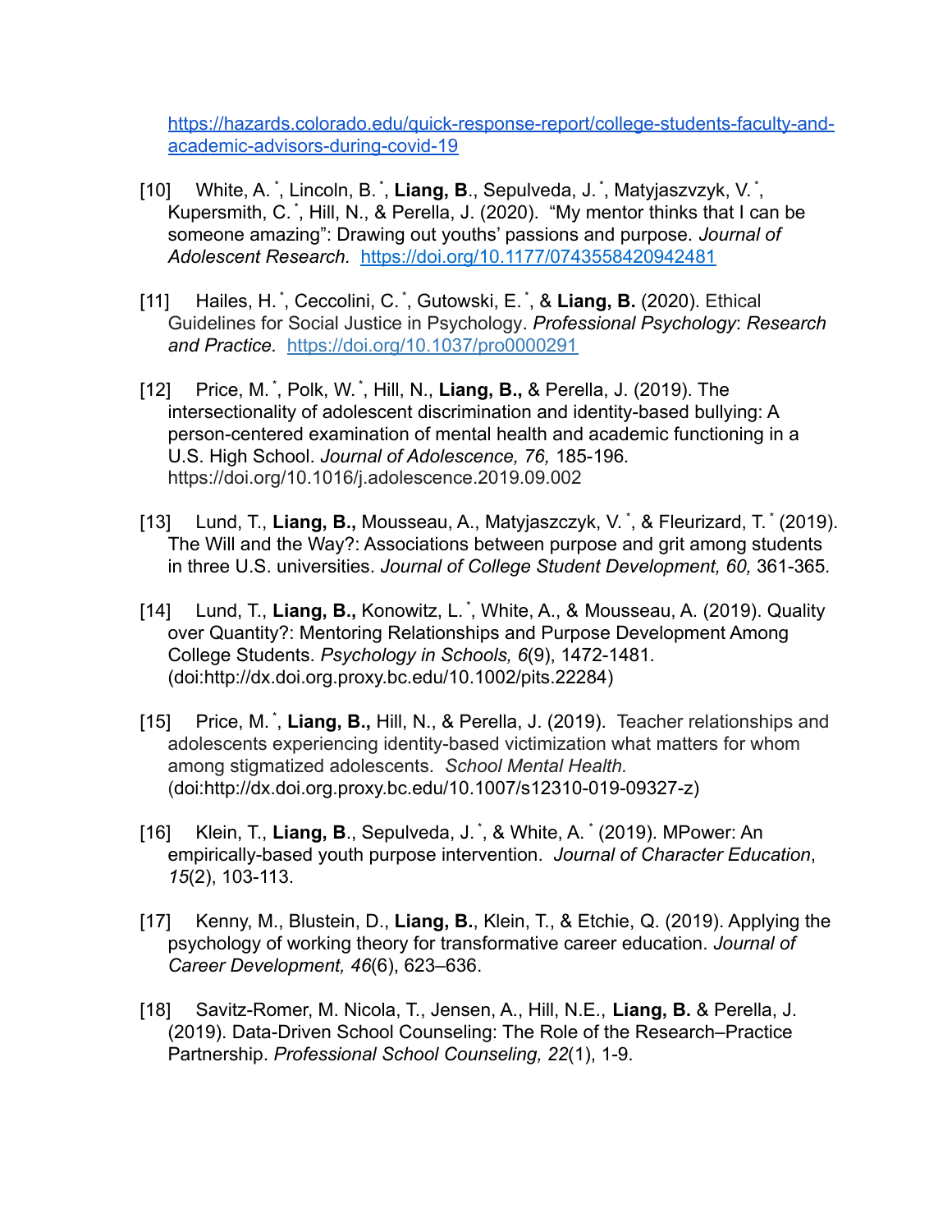https://hazards.colorado.edu/quick-response-report/college-students-faculty-and-academic-advisors-during-covid-19

[10] White, A. [*], Lincoln, B. [*], **Liang, B**., Sepulveda, J. [*], Matyjaszvzyk, V. [*], Kupersmith, C. [*], Hill, N., & Perella, J. (2020). "My mentor thinks that I can be someone amazing": Drawing out youths' passions and purpose. *Journal of Adolescent Research.* https://doi.org/10.1177/0743558420942481

[11] Hailes, H. [*], Ceccolini, C. [*], Gutowski, E. [*], & **Liang, B.** (2020). Ethical Guidelines for Social Justice in Psychology. *Professional Psychology*: *Research and Practice.* https://doi.org/10.1037/pro0000291

[12] Price, M. [*], Polk, W. [*], Hill, N., **Liang, B.,** & Perella, J. (2019). The intersectionality of adolescent discrimination and identity-based bullying: A person-centered examination of mental health and academic functioning in a U.S. High School. *Journal of Adolescence, 76,* 185-196. https://doi.org/10.1016/j.adolescence.2019.09.002

[13] Lund, T., **Liang, B.,** Mousseau, A., Matyjaszczyk, V. [*], & Fleurizard, T. [*] (2019). The Will and the Way?: Associations between purpose and grit among students in three U.S. universities. *Journal of College Student Development, 60,* 361-365*.*

[14] Lund, T., **Liang, B.,** Konowitz, L. [*], White, A., & Mousseau, A. (2019). Quality over Quantity?: Mentoring Relationships and Purpose Development Among College Students. *Psychology in Schools, 6*(9), 1472-1481. (doi:http://dx.doi.org.proxy.bc.edu/10.1002/pits.22284)

[15] Price, M. [*], **Liang, B.,** Hill, N., & Perella, J. (2019). Teacher relationships and adolescents experiencing identity-based victimization what matters for whom among stigmatized adolescents. *School Mental Health.* (doi:http://dx.doi.org.proxy.bc.edu/10.1007/s12310-019-09327-z)

[16] Klein, T., **Liang, B**., Sepulveda, J. [*], & White, A. [*] (2019). MPower: An empirically-based youth purpose intervention. *Journal of Character Education*, *15*(2), 103-113.

[17] Kenny, M., Blustein, D., **Liang, B.,** Klein, T., & Etchie, Q. (2019). Applying the psychology of working theory for transformative career education. *Journal of Career Development, 46*(6), 623–636.

[18] Savitz-Romer, M. Nicola, T., Jensen, A., Hill, N.E., **Liang, B.** & Perella, J. (2019). Data-Driven School Counseling: The Role of the Research–Practice Partnership. *Professional School Counseling, 22*(1), 1-9.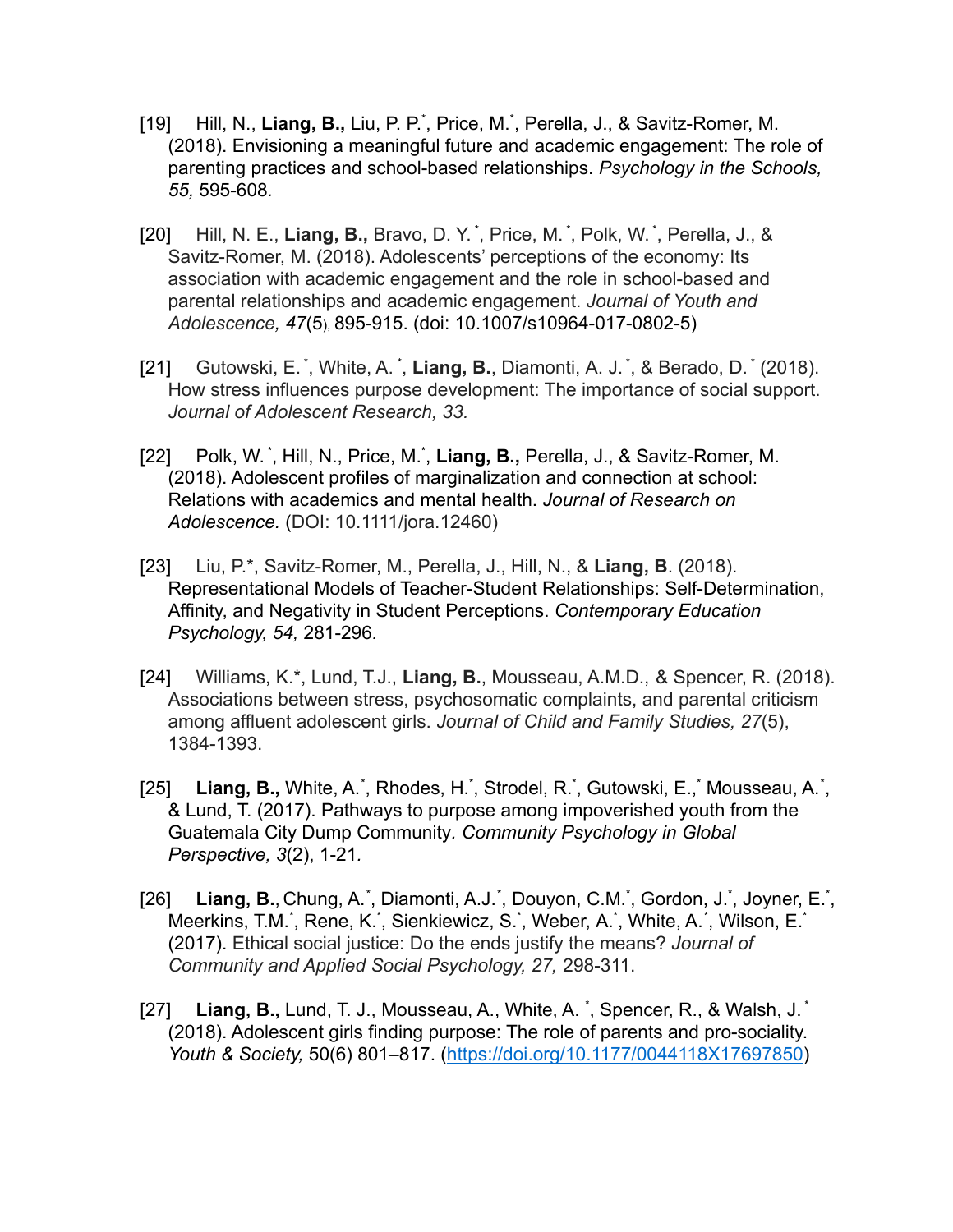[19] Hill, N., **Liang, B.,** Liu, P. P.*, Price, M.*, Perella, J., & Savitz-Romer, M. (2018). Envisioning a meaningful future and academic engagement: The role of parenting practices and school-based relationships. *Psychology in the Schools, 55,* 595-608.

[20] Hill, N. E., **Liang, B.,** Bravo, D. Y.*, Price, M.*, Polk, W.*, Perella, J., & Savitz-Romer, M. (2018). Adolescents' perceptions of the economy: Its association with academic engagement and the role in school-based and parental relationships and academic engagement. *Journal of Youth and Adolescence, 47*(5), 895-915. (doi: 10.1007/s10964-017-0802-5)

[21] Gutowski, E.*, White, A.*, **Liang, B.**, Diamonti, A. J.*, & Berado, D.* (2018). How stress influences purpose development: The importance of social support. *Journal of Adolescent Research, 33.*

[22] Polk, W.*, Hill, N., Price, M.*, **Liang, B.,** Perella, J., & Savitz-Romer, M. (2018). Adolescent profiles of marginalization and connection at school: Relations with academics and mental health. *Journal of Research on Adolescence.* (DOI: 10.1111/jora.12460)

[23] Liu, P.*, Savitz-Romer, M., Perella, J., Hill, N., & **Liang, B**. (2018). Representational Models of Teacher-Student Relationships: Self-Determination, Affinity, and Negativity in Student Perceptions. *Contemporary Education Psychology, 54,* 281-296.

[24] Williams, K.*, Lund, T.J., **Liang, B.**, Mousseau, A.M.D., & Spencer, R. (2018). Associations between stress, psychosomatic complaints, and parental criticism among affluent adolescent girls. *Journal of Child and Family Studies, 27*(5), 1384-1393.

[25] **Liang, B.,** White, A.*, Rhodes, H.*, Strodel, R.*, Gutowski, E.,* Mousseau, A.*, & Lund, T. (2017). Pathways to purpose among impoverished youth from the Guatemala City Dump Community. *Community Psychology in Global Perspective, 3*(2), 1-21.

[26] **Liang, B.,** Chung, A.*, Diamonti, A.J.*, Douyon, C.M.*, Gordon, J.*, Joyner, E.*, Meerkins, T.M.*, Rene, K.*, Sienkiewicz, S.*, Weber, A.*, White, A.*, Wilson, E.* (2017). Ethical social justice: Do the ends justify the means? *Journal of Community and Applied Social Psychology, 27,* 298-311.

[27] **Liang, B.,** Lund, T. J., Mousseau, A., White, A.*, Spencer, R., & Walsh, J.* (2018). Adolescent girls finding purpose: The role of parents and pro-sociality. *Youth & Society,* 50(6) 801–817. (https://doi.org/10.1177/0044118X17697850)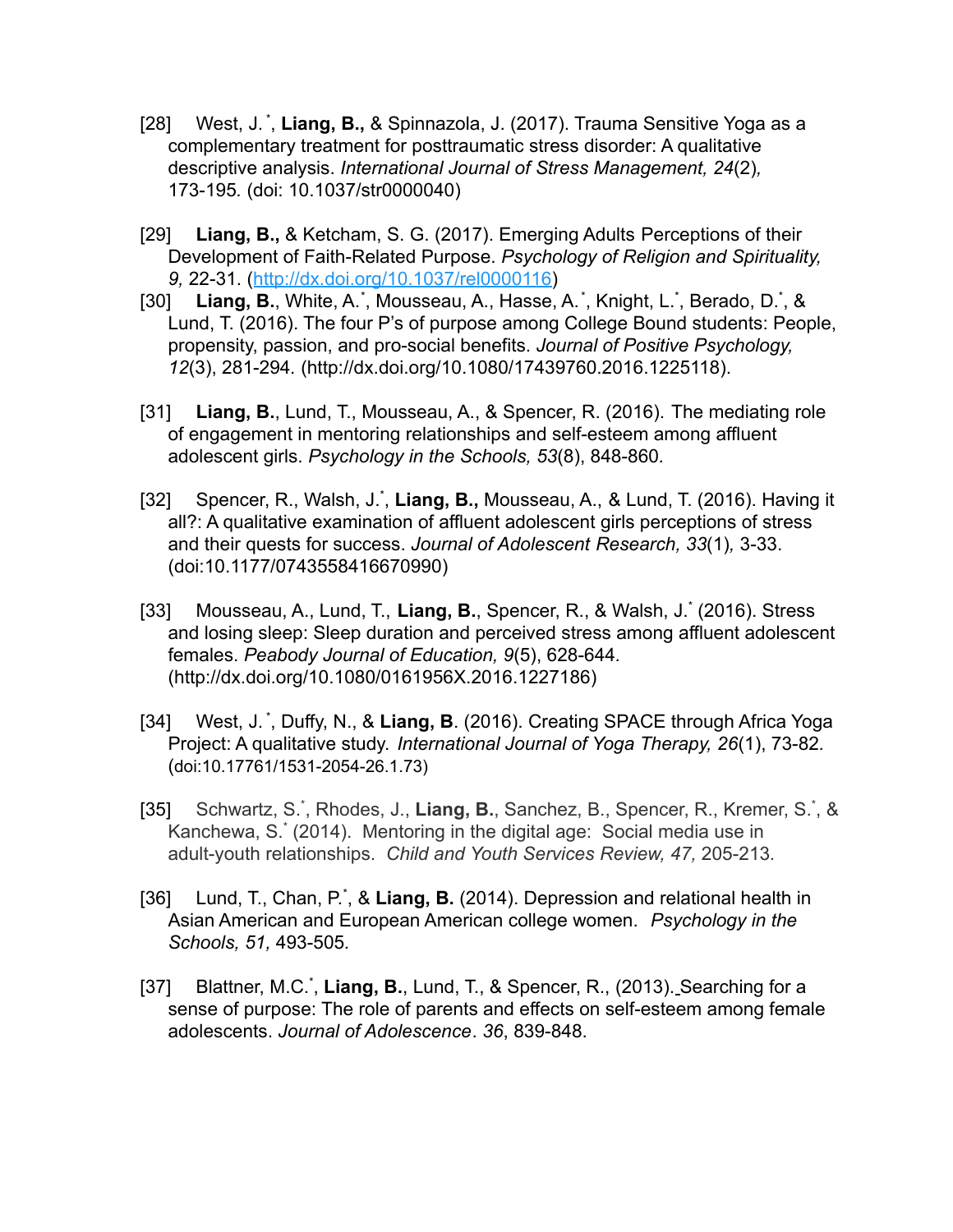[28] West, J. [*], **Liang, B.,** & Spinnazola, J. (2017). Trauma Sensitive Yoga as a complementary treatment for posttraumatic stress disorder: A qualitative descriptive analysis. *International Journal of Stress Management, 24*(2)*,* 173-195*.* (doi: 10.1037/str0000040)

[29] **Liang, B.,** & Ketcham, S. G. (2017). Emerging Adults Perceptions of their Development of Faith-Related Purpose. *Psychology of Religion and Spirituality, 9,* 22-31. (http://dx.doi.org/10.1037/rel0000116)

[30] **Liang, B.**, White, A.[*], Mousseau, A., Hasse, A.[*], Knight, L.[*], Berado, D.[*], & Lund, T. (2016). The four P's of purpose among College Bound students: People, propensity, passion, and pro-social benefits. *Journal of Positive Psychology, 12*(3), 281-294*.* (http://dx.doi.org/10.1080/17439760.2016.1225118).

[31] **Liang, B.**, Lund, T., Mousseau, A., & Spencer, R. (2016). The mediating role of engagement in mentoring relationships and self-esteem among affluent adolescent girls. *Psychology in the Schools, 53*(8), 848-860*.*

[32] Spencer, R., Walsh, J.[*], **Liang, B.,** Mousseau, A., & Lund, T. (2016). Having it all?: A qualitative examination of affluent adolescent girls perceptions of stress and their quests for success. *Journal of Adolescent Research, 33*(1)*,* 3-33. (doi:10.1177/0743558416670990)

[33] Mousseau, A., Lund, T., **Liang, B.**, Spencer, R., & Walsh, J.[*] (2016). Stress and losing sleep: Sleep duration and perceived stress among affluent adolescent females. *Peabody Journal of Education, 9*(5), 628-644*.* (http://dx.doi.org/10.1080/0161956X.2016.1227186)

[34] West, J. [*], Duffy, N., & **Liang, B**. (2016). Creating SPACE through Africa Yoga Project: A qualitative study. *International Journal of Yoga Therapy, 26*(1), 73-82*.* (doi:10.17761/1531-2054-26.1.73)

[35] Schwartz, S.[*], Rhodes, J., **Liang, B.**, Sanchez, B., Spencer, R., Kremer, S.[*], & Kanchewa, S.[*] (2014). Mentoring in the digital age: Social media use in adult-youth relationships. *Child and Youth Services Review, 47,* 205-213*.*

[36] Lund, T., Chan, P.[*], & **Liang, B.** (2014). Depression and relational health in Asian American and European American college women. *Psychology in the Schools, 51,* 493-505*.*

[37] Blattner, M.C.[*], **Liang, B.**, Lund, T., & Spencer, R., (2013). Searching for a sense of purpose: The role of parents and effects on self-esteem among female adolescents. *Journal of Adolescence*. *36*, 839-848.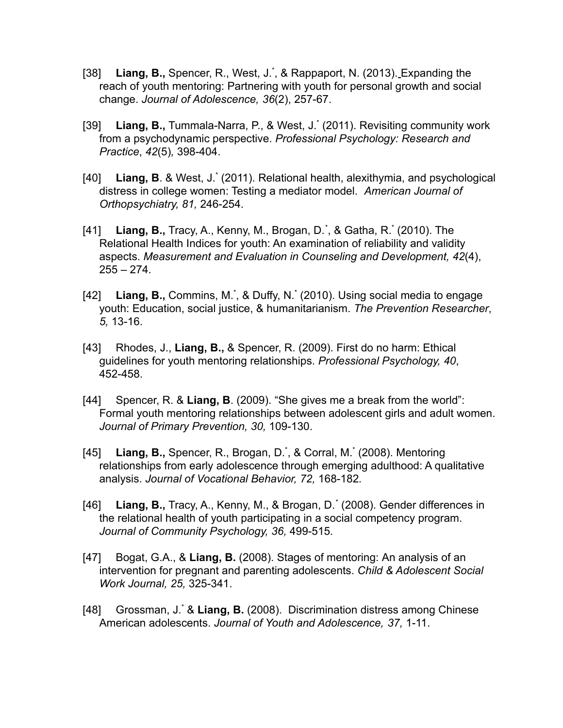[38] **Liang, B.,** Spencer, R., West, J.[*], & Rappaport, N. (2013). Expanding the reach of youth mentoring: Partnering with youth for personal growth and social change. *Journal of Adolescence, 36*(2), 257-67.

[39] **Liang, B.,** Tummala-Narra, P., & West, J.[*] (2011). Revisiting community work from a psychodynamic perspective. *Professional Psychology: Research and Practice*, *42*(5)*,* 398-404.

[40] **Liang, B**. & West, J.[*] (2011). Relational health, alexithymia, and psychological distress in college women: Testing a mediator model. *American Journal of Orthopsychiatry, 81,* 246-254.

[41] **Liang, B.,** Tracy, A., Kenny, M., Brogan, D.[*], & Gatha, R.[*] (2010). The Relational Health Indices for youth: An examination of reliability and validity aspects. *Measurement and Evaluation in Counseling and Development, 42*(4), 255 – 274.

[42] **Liang, B.,** Commins, M.[*], & Duffy, N.[*] (2010). Using social media to engage youth: Education, social justice, & humanitarianism. *The Prevention Researcher*, *5,* 13-16.

[43] Rhodes, J., **Liang, B.,** & Spencer, R. (2009). First do no harm: Ethical guidelines for youth mentoring relationships. *Professional Psychology, 40*, 452-458.

[44] Spencer, R. & **Liang, B**. (2009). "She gives me a break from the world": Formal youth mentoring relationships between adolescent girls and adult women. *Journal of Primary Prevention, 30,* 109-130.

[45] **Liang, B.,** Spencer, R., Brogan, D.[*], & Corral, M.[*] (2008). Mentoring relationships from early adolescence through emerging adulthood: A qualitative analysis. *Journal of Vocational Behavior, 72,* 168-182*.*

[46] **Liang, B.,** Tracy, A., Kenny, M., & Brogan, D.[*] (2008). Gender differences in the relational health of youth participating in a social competency program. *Journal of Community Psychology, 36,* 499-515*.*

[47] Bogat, G.A., & **Liang, B.** (2008). Stages of mentoring: An analysis of an intervention for pregnant and parenting adolescents. *Child & Adolescent Social Work Journal, 25,* 325-341.

[48] Grossman, J.[*] & **Liang, B.** (2008). Discrimination distress among Chinese American adolescents. *Journal of Youth and Adolescence, 37,* 1-11.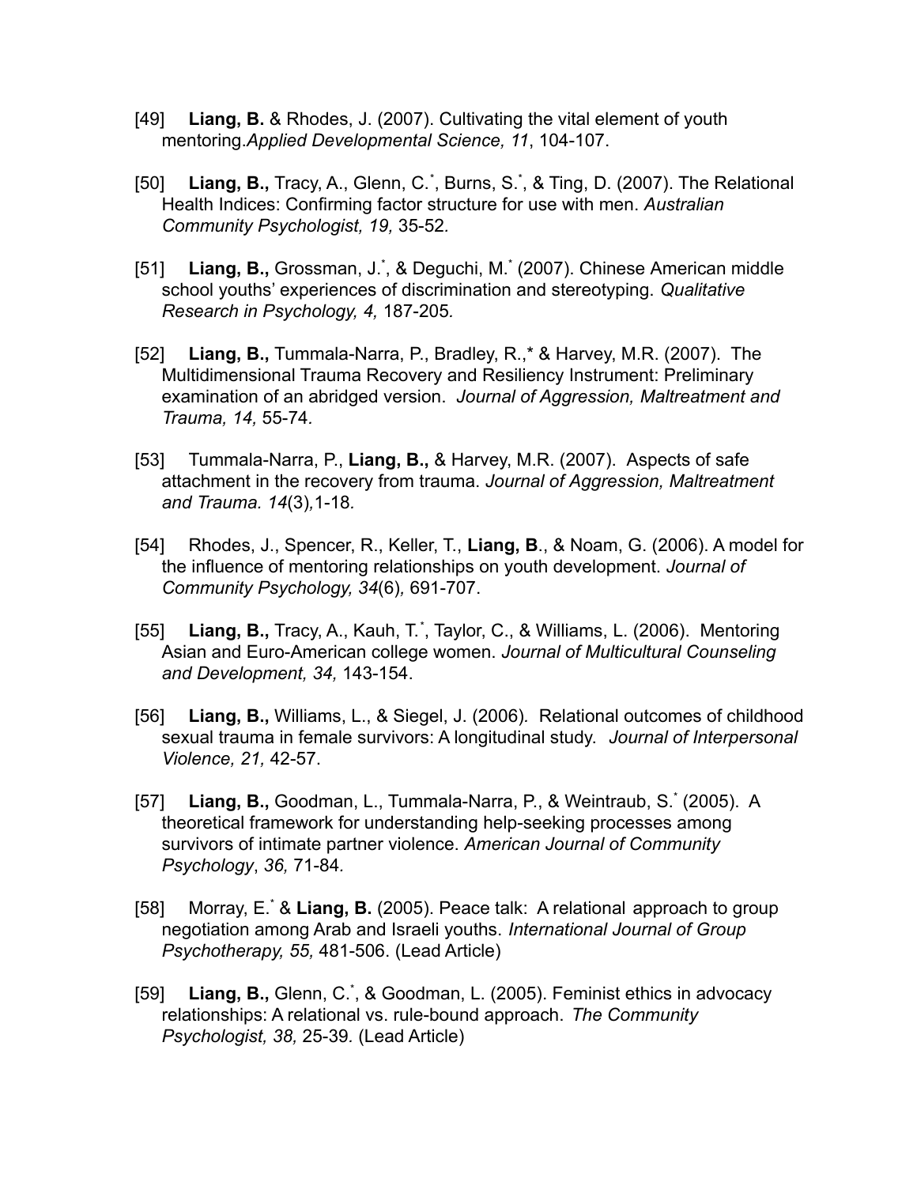[49] **Liang, B.** & Rhodes, J. (2007). Cultivating the vital element of youth mentoring.*Applied Developmental Science, 11*, 104-107.

[50] **Liang, B.,** Tracy, A., Glenn, C.[*], Burns, S.[*], & Ting, D. (2007). The Relational Health Indices: Confirming factor structure for use with men. *Australian Community Psychologist, 19,* 35-52*.*

[51] **Liang, B.,** Grossman, J.[*], & Deguchi, M.[*] (2007). Chinese American middle school youths' experiences of discrimination and stereotyping. *Qualitative Research in Psychology, 4,* 187-205*.*

[52] **Liang, B.,** Tummala-Narra, P., Bradley, R.,* & Harvey, M.R. (2007). The Multidimensional Trauma Recovery and Resiliency Instrument: Preliminary examination of an abridged version. *Journal of Aggression, Maltreatment and Trauma, 14,* 55-74*.*

[53] Tummala-Narra, P., **Liang, B.,** & Harvey, M.R. (2007). Aspects of safe attachment in the recovery from trauma. *Journal of Aggression, Maltreatment and Trauma. 14*(3)*,*1-18*.*

[54] Rhodes, J., Spencer, R., Keller, T., **Liang, B**., & Noam, G. (2006). A model for the influence of mentoring relationships on youth development. *Journal of Community Psychology, 34*(6)*,* 691-707.

[55] **Liang, B.,** Tracy, A., Kauh, T.[*], Taylor, C., & Williams, L. (2006). Mentoring Asian and Euro-American college women. *Journal of Multicultural Counseling and Development, 34,* 143-154.

[56] **Liang, B.,** Williams, L., & Siegel, J. (2006)*.* Relational outcomes of childhood sexual trauma in female survivors: A longitudinal study. *Journal of Interpersonal Violence, 21,* 42-57.

[57] **Liang, B.,** Goodman, L., Tummala-Narra, P., & Weintraub, S.[*] (2005). A theoretical framework for understanding help-seeking processes among survivors of intimate partner violence. *American Journal of Community Psychology*, *36,* 71-84.

[58] Morray, E.[*] & **Liang, B.** (2005). Peace talk: A relational approach to group negotiation among Arab and Israeli youths. *International Journal of Group Psychotherapy, 55,* 481-506. (Lead Article)

[59] **Liang, B.,** Glenn, C.[*], & Goodman, L. (2005). Feminist ethics in advocacy relationships: A relational vs. rule-bound approach. *The Community Psychologist, 38,* 25-39. (Lead Article)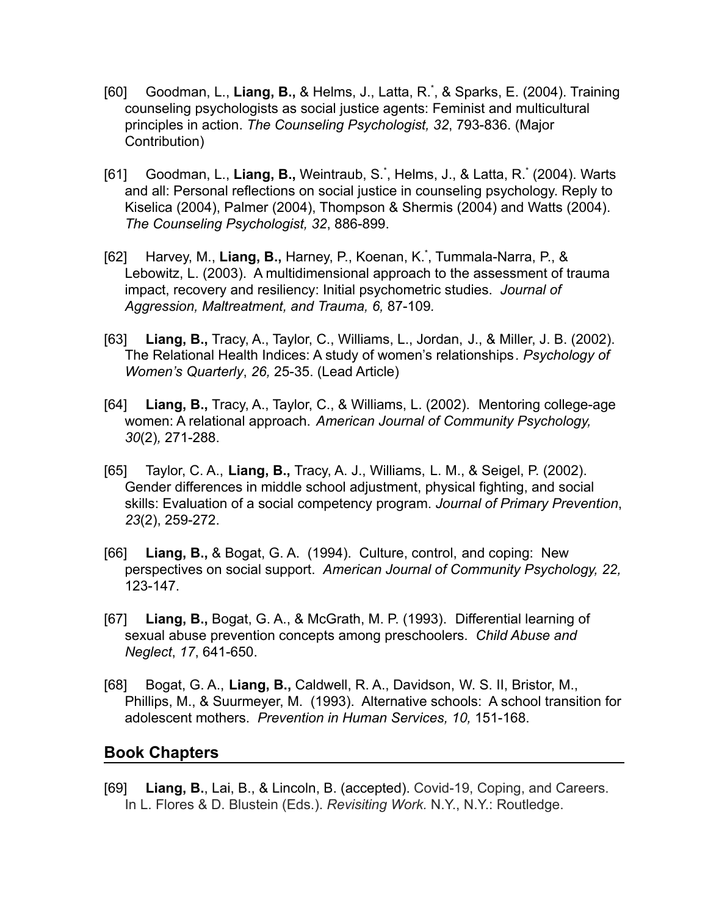[60] Goodman, L., **Liang, B.,** & Helms, J., Latta, R.[*], & Sparks, E. (2004). Training counseling psychologists as social justice agents: Feminist and multicultural principles in action. *The Counseling Psychologist, 32*, 793-836. (Major Contribution)

[61] Goodman, L., **Liang, B.,** Weintraub, S.[*], Helms, J., & Latta, R.[*] (2004). Warts and all: Personal reflections on social justice in counseling psychology. Reply to Kiselica (2004), Palmer (2004), Thompson & Shermis (2004) and Watts (2004). *The Counseling Psychologist, 32*, 886-899.

[62] Harvey, M., **Liang, B.,** Harney, P., Koenan, K.[*], Tummala-Narra, P., & Lebowitz, L. (2003). A multidimensional approach to the assessment of trauma impact, recovery and resiliency: Initial psychometric studies. *Journal of Aggression, Maltreatment, and Trauma, 6,* 87-109.

[63] **Liang, B.,** Tracy, A., Taylor, C., Williams, L., Jordan, J., & Miller, J. B. (2002). The Relational Health Indices: A study of women's relationships*. Psychology of Women's Quarterly*, *26,* 25-35. (Lead Article)

[64] **Liang, B.,** Tracy, A., Taylor, C., & Williams, L. (2002). Mentoring college-age women: A relational approach. *American Journal of Community Psychology, 30*(2)*,* 271-288.

[65] Taylor, C. A., **Liang, B.,** Tracy, A. J., Williams, L. M., & Seigel, P. (2002). Gender differences in middle school adjustment, physical fighting, and social skills: Evaluation of a social competency program. *Journal of Primary Prevention*, *23*(2), 259-272.

[66] **Liang, B.,** & Bogat, G. A. (1994). Culture, control, and coping: New perspectives on social support. *American Journal of Community Psychology, 22,* 123-147.

[67] **Liang, B.,** Bogat, G. A., & McGrath, M. P. (1993). Differential learning of sexual abuse prevention concepts among preschoolers. *Child Abuse and Neglect*, *17*, 641-650.

[68] Bogat, G. A., **Liang, B.,** Caldwell, R. A., Davidson, W. S. II, Bristor, M., Phillips, M., & Suurmeyer, M. (1993). Alternative schools: A school transition for adolescent mothers. *Prevention in Human Services, 10,* 151-168.

## Book Chapters

[69] **Liang, B.**, Lai, B., & Lincoln, B. (accepted). Covid-19, Coping, and Careers. In L. Flores & D. Blustein (Eds.). *Revisiting Work.* N.Y., N.Y.: Routledge.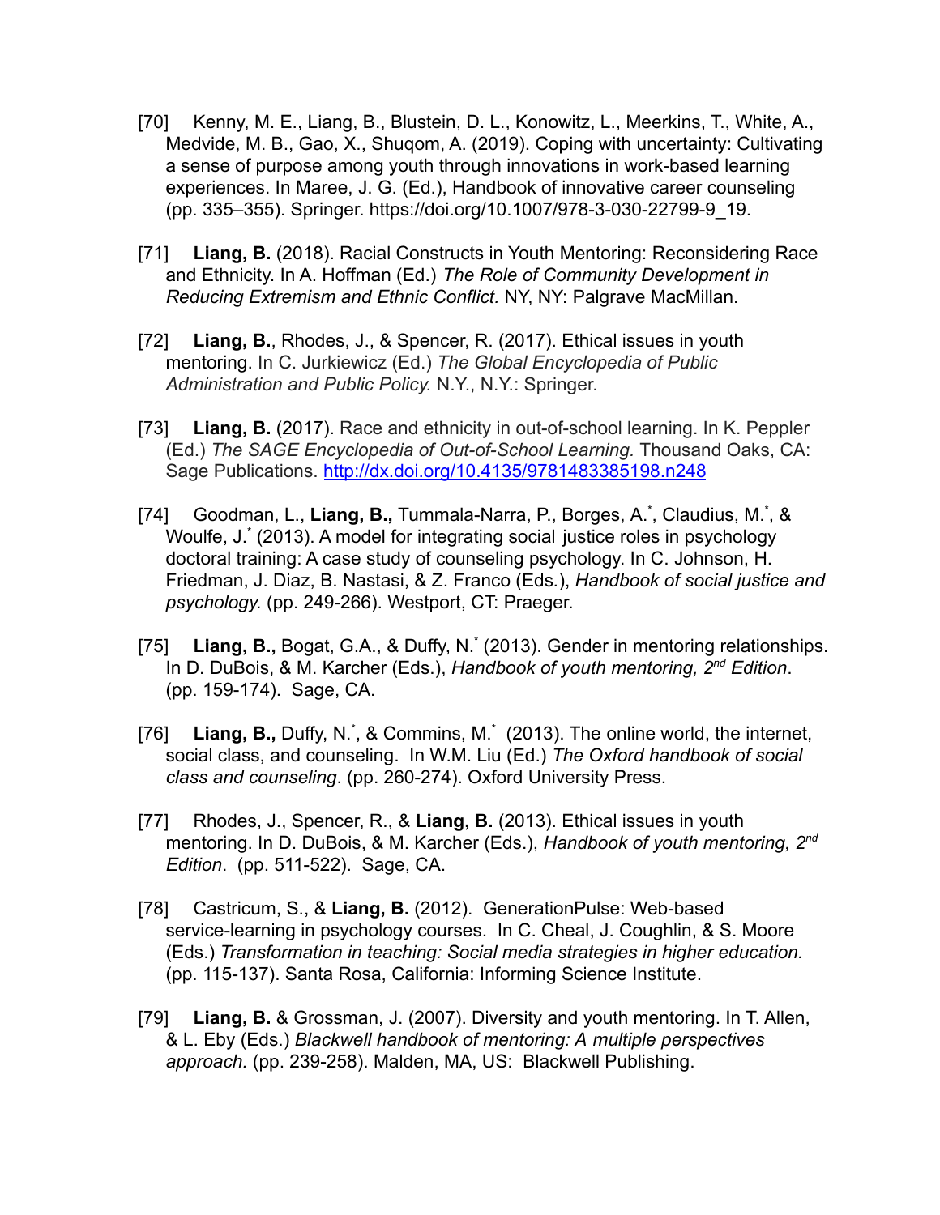[70] Kenny, M. E., Liang, B., Blustein, D. L., Konowitz, L., Meerkins, T., White, A., Medvide, M. B., Gao, X., Shuqom, A. (2019). Coping with uncertainty: Cultivating a sense of purpose among youth through innovations in work-based learning experiences. In Maree, J. G. (Ed.), Handbook of innovative career counseling (pp. 335–355). Springer. https://doi.org/10.1007/978-3-030-22799-9_19.

[71] **Liang, B.** (2018). Racial Constructs in Youth Mentoring: Reconsidering Race and Ethnicity. In A. Hoffman (Ed.) *The Role of Community Development in Reducing Extremism and Ethnic Conflict.* NY, NY: Palgrave MacMillan.

[72] **Liang, B.**, Rhodes, J., & Spencer, R. (2017). Ethical issues in youth mentoring. In C. Jurkiewicz (Ed.) *The Global Encyclopedia of Public Administration and Public Policy.* N.Y., N.Y.: Springer.

[73] **Liang, B.** (2017). Race and ethnicity in out-of-school learning. In K. Peppler (Ed.) *The SAGE Encyclopedia of Out-of-School Learning.* Thousand Oaks, CA: Sage Publications. http://dx.doi.org/10.4135/9781483385198.n248

[74] Goodman, L., **Liang, B.,** Tummala-Narra, P., Borges, A.*, Claudius, M.*, & Woulfe, J.* (2013). A model for integrating social justice roles in psychology doctoral training: A case study of counseling psychology. In C. Johnson, H. Friedman, J. Diaz, B. Nastasi, & Z. Franco (Eds.), *Handbook of social justice and psychology.* (pp. 249-266). Westport, CT: Praeger.

[75] **Liang, B.,** Bogat, G.A., & Duffy, N.* (2013). Gender in mentoring relationships. In D. DuBois, & M. Karcher (Eds.), *Handbook of youth mentoring, 2nd Edition*. (pp. 159-174). Sage, CA.

[76] **Liang, B.,** Duffy, N.*, & Commins, M.* (2013). The online world, the internet, social class, and counseling. In W.M. Liu (Ed.) *The Oxford handbook of social class and counseling*. (pp. 260-274). Oxford University Press.

[77] Rhodes, J., Spencer, R., & **Liang, B.** (2013). Ethical issues in youth mentoring. In D. DuBois, & M. Karcher (Eds.), *Handbook of youth mentoring, 2nd Edition*. (pp. 511-522). Sage, CA.

[78] Castricum, S., & **Liang, B.** (2012). GenerationPulse: Web-based service-learning in psychology courses. In C. Cheal, J. Coughlin, & S. Moore (Eds.) *Transformation in teaching: Social media strategies in higher education.* (pp. 115-137). Santa Rosa, California: Informing Science Institute.

[79] **Liang, B.** & Grossman, J. (2007). Diversity and youth mentoring. In T. Allen, & L. Eby (Eds.) *Blackwell handbook of mentoring: A multiple perspectives approach.* (pp. 239-258). Malden, MA, US: Blackwell Publishing.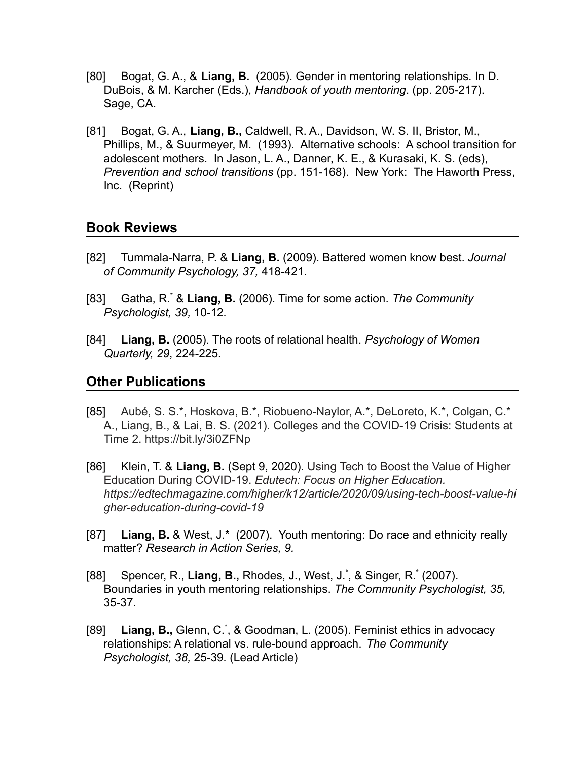[80] Bogat, G. A., & **Liang, B.** (2005). Gender in mentoring relationships. In D. DuBois, & M. Karcher (Eds.), *Handbook of youth mentoring*. (pp. 205-217). Sage, CA.

[81] Bogat, G. A., **Liang, B.,** Caldwell, R. A., Davidson, W. S. II, Bristor, M., Phillips, M., & Suurmeyer, M. (1993). Alternative schools: A school transition for adolescent mothers. In Jason, L. A., Danner, K. E., & Kurasaki, K. S. (eds), *Prevention and school transitions* (pp. 151-168). New York: The Haworth Press, Inc. (Reprint)

## Book Reviews

[82] Tummala-Narra, P. & **Liang, B.** (2009). Battered women know best. *Journal of Community Psychology, 37,* 418-421*.*

[83] Gatha, R.* & **Liang, B.** (2006). Time for some action. *The Community Psychologist, 39,* 10-12*.*

[84] **Liang, B.** (2005). The roots of relational health. *Psychology of Women Quarterly, 29*, 224-225*.*

## Other Publications

[85] Aubé, S. S.*, Hoskova, B.*, Riobueno-Naylor, A.*, DeLoreto, K.*, Colgan, C.* A., Liang, B., & Lai, B. S. (2021). Colleges and the COVID-19 Crisis: Students at Time 2. https://bit.ly/3i0ZFNp

[86] Klein, T. & **Liang, B.** (Sept 9, 2020). Using Tech to Boost the Value of Higher Education During COVID-19. *Edutech: Focus on Higher Education. https://edtechmagazine.com/higher/k12/article/2020/09/using-tech-boost-value-higher-education-during-covid-19*

[87] **Liang, B.** & West, J.* (2007). Youth mentoring: Do race and ethnicity really matter? *Research in Action Series, 9.*

[88] Spencer, R., **Liang, B.,** Rhodes, J., West, J.*, & Singer, R.* (2007). Boundaries in youth mentoring relationships. *The Community Psychologist, 35,* 35-37.

[89] **Liang, B.,** Glenn, C.*, & Goodman, L. (2005). Feminist ethics in advocacy relationships: A relational vs. rule-bound approach. *The Community Psychologist, 38,* 25-39*.* (Lead Article)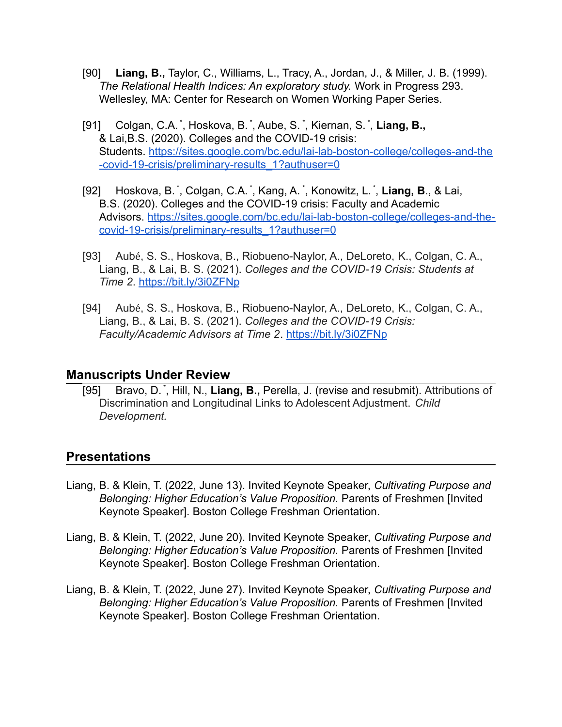[90] **Liang, B.,** Taylor, C., Williams, L., Tracy, A., Jordan, J., & Miller, J. B. (1999). *The Relational Health Indices: An exploratory study.* Work in Progress 293. Wellesley, MA: Center for Research on Women Working Paper Series.

[91] Colgan, C.A.*, Hoskova, B.*, Aube, S.*, Kiernan, S.*, **Liang, B.,** & Lai,B.S. (2020). Colleges and the COVID-19 crisis: Students. https://sites.google.com/bc.edu/lai-lab-boston-college/colleges-and-the-covid-19-crisis/preliminary-results_1?authuser=0

[92] Hoskova, B.*, Colgan, C.A.*, Kang, A.*, Konowitz, L.*, **Liang, B**., & Lai, B.S. (2020). Colleges and the COVID-19 crisis: Faculty and Academic Advisors. https://sites.google.com/bc.edu/lai-lab-boston-college/colleges-and-the-covid-19-crisis/preliminary-results_1?authuser=0

[93] Aubé, S. S., Hoskova, B., Riobueno-Naylor, A., DeLoreto, K., Colgan, C. A., Liang, B., & Lai, B. S. (2021). *Colleges and the COVID-19 Crisis: Students at Time 2*. https://bit.ly/3i0ZFNp

[94] Aubé, S. S., Hoskova, B., Riobueno-Naylor, A., DeLoreto, K., Colgan, C. A., Liang, B., & Lai, B. S. (2021). *Colleges and the COVID-19 Crisis: Faculty/Academic Advisors at Time 2*. https://bit.ly/3i0ZFNp

## Manuscripts Under Review

[95] Bravo, D.*, Hill, N., **Liang, B.,** Perella, J. (revise and resubmit). Attributions of Discrimination and Longitudinal Links to Adolescent Adjustment. *Child Development.*

## Presentations

Liang, B. & Klein, T. (2022, June 13). Invited Keynote Speaker, *Cultivating Purpose and Belonging: Higher Education's Value Proposition.* Parents of Freshmen [Invited Keynote Speaker]. Boston College Freshman Orientation.

Liang, B. & Klein, T. (2022, June 20). Invited Keynote Speaker, *Cultivating Purpose and Belonging: Higher Education's Value Proposition.* Parents of Freshmen [Invited Keynote Speaker]. Boston College Freshman Orientation.

Liang, B. & Klein, T. (2022, June 27). Invited Keynote Speaker, *Cultivating Purpose and Belonging: Higher Education's Value Proposition.* Parents of Freshmen [Invited Keynote Speaker]. Boston College Freshman Orientation.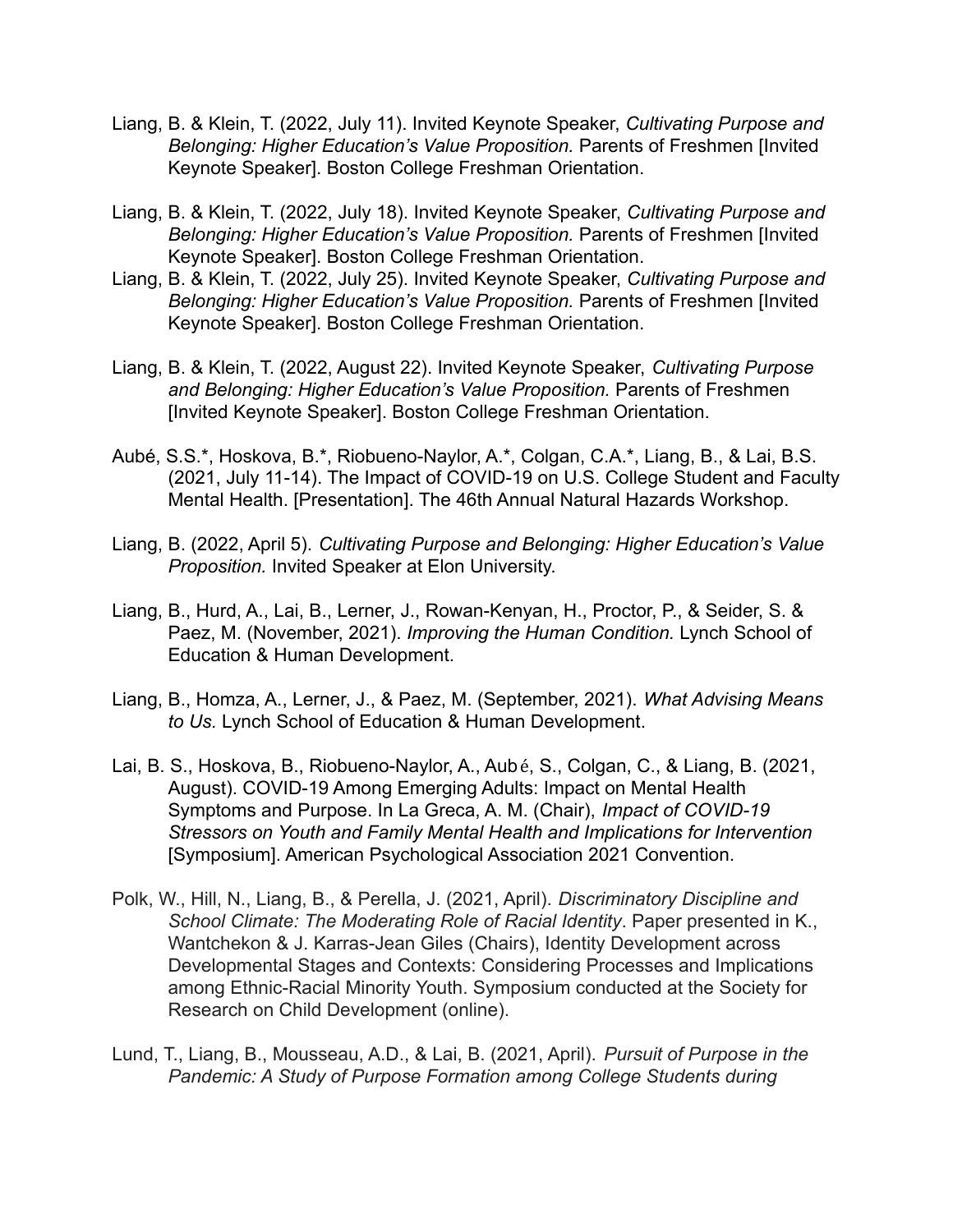Liang, B. & Klein, T. (2022, July 11). Invited Keynote Speaker, *Cultivating Purpose and Belonging: Higher Education's Value Proposition.* Parents of Freshmen [Invited Keynote Speaker]. Boston College Freshman Orientation.

Liang, B. & Klein, T. (2022, July 18). Invited Keynote Speaker, *Cultivating Purpose and Belonging: Higher Education's Value Proposition.* Parents of Freshmen [Invited Keynote Speaker]. Boston College Freshman Orientation.

Liang, B. & Klein, T. (2022, July 25). Invited Keynote Speaker, *Cultivating Purpose and Belonging: Higher Education's Value Proposition.* Parents of Freshmen [Invited Keynote Speaker]. Boston College Freshman Orientation.

Liang, B. & Klein, T. (2022, August 22). Invited Keynote Speaker, *Cultivating Purpose and Belonging: Higher Education's Value Proposition.* Parents of Freshmen [Invited Keynote Speaker]. Boston College Freshman Orientation.

Aubé, S.S.*, Hoskova, B.*, Riobueno-Naylor, A.*, Colgan, C.A.*, Liang, B., & Lai, B.S. (2021, July 11-14). The Impact of COVID-19 on U.S. College Student and Faculty Mental Health. [Presentation]. The 46th Annual Natural Hazards Workshop.

Liang, B. (2022, April 5). *Cultivating Purpose and Belonging: Higher Education's Value Proposition.* Invited Speaker at Elon University.

Liang, B., Hurd, A., Lai, B., Lerner, J., Rowan-Kenyan, H., Proctor, P., & Seider, S. & Paez, M. (November, 2021). *Improving the Human Condition.* Lynch School of Education & Human Development.

Liang, B., Homza, A., Lerner, J., & Paez, M. (September, 2021). *What Advising Means to Us.* Lynch School of Education & Human Development.

Lai, B. S., Hoskova, B., Riobueno-Naylor, A., Aubé, S., Colgan, C., & Liang, B. (2021, August). COVID-19 Among Emerging Adults: Impact on Mental Health Symptoms and Purpose. In La Greca, A. M. (Chair), *Impact of COVID-19 Stressors on Youth and Family Mental Health and Implications for Intervention* [Symposium]. American Psychological Association 2021 Convention.

Polk, W., Hill, N., Liang, B., & Perella, J. (2021, April). *Discriminatory Discipline and School Climate: The Moderating Role of Racial Identity*. Paper presented in K., Wantchekon & J. Karras-Jean Giles (Chairs), Identity Development across Developmental Stages and Contexts: Considering Processes and Implications among Ethnic-Racial Minority Youth. Symposium conducted at the Society for Research on Child Development (online).

Lund, T., Liang, B., Mousseau, A.D., & Lai, B. (2021, April). *Pursuit of Purpose in the Pandemic: A Study of Purpose Formation among College Students during*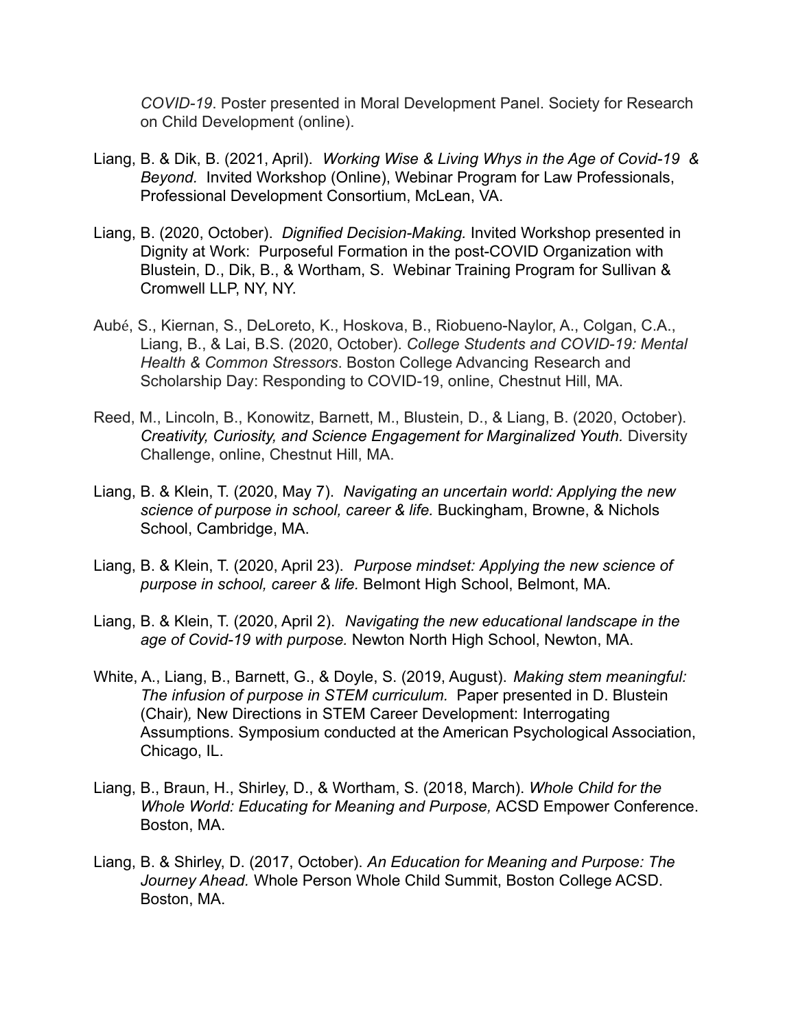*COVID-19*. Poster presented in Moral Development Panel. Society for Research on Child Development (online).

Liang, B. & Dik, B. (2021, April). *Working Wise & Living Whys in the Age of Covid-19 & Beyond.* Invited Workshop (Online), Webinar Program for Law Professionals, Professional Development Consortium, McLean, VA.

Liang, B. (2020, October). *Dignified Decision-Making.* Invited Workshop presented in Dignity at Work: Purposeful Formation in the post-COVID Organization with Blustein, D., Dik, B., & Wortham, S. Webinar Training Program for Sullivan & Cromwell LLP, NY, NY.

Aubé, S., Kiernan, S., DeLoreto, K., Hoskova, B., Riobueno-Naylor, A., Colgan, C.A., Liang, B., & Lai, B.S. (2020, October). *College Students and COVID-19: Mental Health & Common Stressors*. Boston College Advancing Research and Scholarship Day: Responding to COVID-19, online, Chestnut Hill, MA.

Reed, M., Lincoln, B., Konowitz, Barnett, M., Blustein, D., & Liang, B. (2020, October). *Creativity, Curiosity, and Science Engagement for Marginalized Youth.* Diversity Challenge, online, Chestnut Hill, MA.

Liang, B. & Klein, T. (2020, May 7). *Navigating an uncertain world: Applying the new science of purpose in school, career & life.* Buckingham, Browne, & Nichols School, Cambridge, MA.

Liang, B. & Klein, T. (2020, April 23). *Purpose mindset: Applying the new science of purpose in school, career & life.* Belmont High School, Belmont, MA.

Liang, B. & Klein, T. (2020, April 2). *Navigating the new educational landscape in the age of Covid-19 with purpose.* Newton North High School, Newton, MA.

White, A., Liang, B., Barnett, G., & Doyle, S. (2019, August). *Making stem meaningful: The infusion of purpose in STEM curriculum.* Paper presented in D. Blustein (Chair), New Directions in STEM Career Development: Interrogating Assumptions. Symposium conducted at the American Psychological Association, Chicago, IL.

Liang, B., Braun, H., Shirley, D., & Wortham, S. (2018, March). *Whole Child for the Whole World: Educating for Meaning and Purpose,* ACSD Empower Conference. Boston, MA.

Liang, B. & Shirley, D. (2017, October). *An Education for Meaning and Purpose: The Journey Ahead.* Whole Person Whole Child Summit, Boston College ACSD. Boston, MA.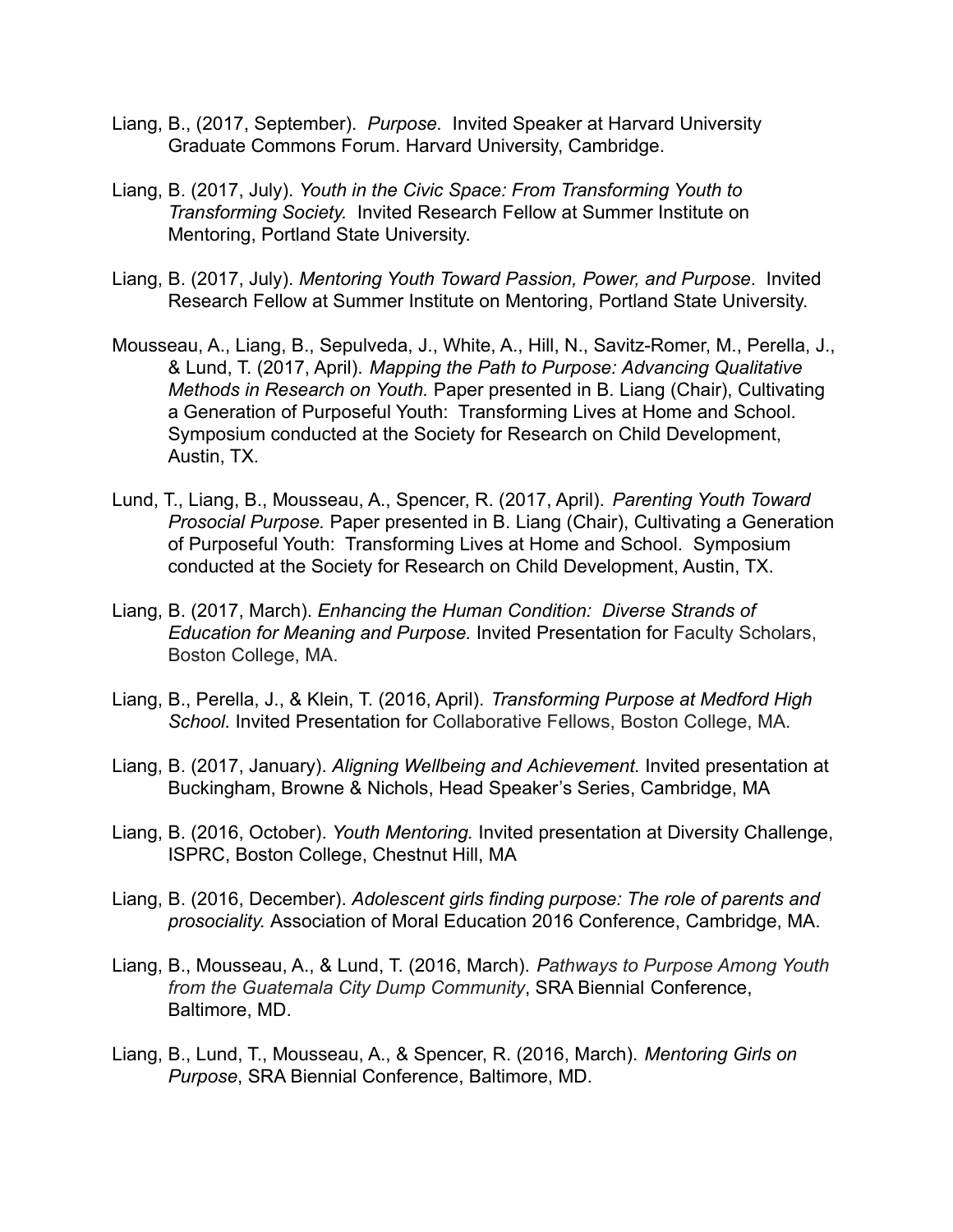Liang, B., (2017, September). *Purpose.* Invited Speaker at Harvard University Graduate Commons Forum. Harvard University, Cambridge.

Liang, B. (2017, July). *Youth in the Civic Space: From Transforming Youth to Transforming Society.* Invited Research Fellow at Summer Institute on Mentoring, Portland State University.

Liang, B. (2017, July). *Mentoring Youth Toward Passion, Power, and Purpose*. Invited Research Fellow at Summer Institute on Mentoring, Portland State University.

Mousseau, A., Liang, B., Sepulveda, J., White, A., Hill, N., Savitz-Romer, M., Perella, J., & Lund, T. (2017, April). *Mapping the Path to Purpose: Advancing Qualitative Methods in Research on Youth.* Paper presented in B. Liang (Chair), Cultivating a Generation of Purposeful Youth: Transforming Lives at Home and School. Symposium conducted at the Society for Research on Child Development, Austin, TX.

Lund, T., Liang, B., Mousseau, A., Spencer, R. (2017, April). *Parenting Youth Toward Prosocial Purpose.* Paper presented in B. Liang (Chair), Cultivating a Generation of Purposeful Youth: Transforming Lives at Home and School. Symposium conducted at the Society for Research on Child Development, Austin, TX.

Liang, B. (2017, March). *Enhancing the Human Condition: Diverse Strands of Education for Meaning and Purpose.* Invited Presentation for Faculty Scholars, Boston College, MA.

Liang, B., Perella, J., & Klein, T. (2016, April). *Transforming Purpose at Medford High School.* Invited Presentation for Collaborative Fellows, Boston College, MA.

Liang, B. (2017, January). *Aligning Wellbeing and Achievement.* Invited presentation at Buckingham, Browne & Nichols, Head Speaker's Series, Cambridge, MA

Liang, B. (2016, October). *Youth Mentoring.* Invited presentation at Diversity Challenge, ISPRC, Boston College, Chestnut Hill, MA

Liang, B. (2016, December). *Adolescent girls finding purpose: The role of parents and prosociality.* Association of Moral Education 2016 Conference, Cambridge, MA.

Liang, B., Mousseau, A., & Lund, T. (2016, March). *Pathways to Purpose Among Youth from the Guatemala City Dump Community*, SRA Biennial Conference, Baltimore, MD.

Liang, B., Lund, T., Mousseau, A., & Spencer, R. (2016, March). *Mentoring Girls on Purpose*, SRA Biennial Conference, Baltimore, MD.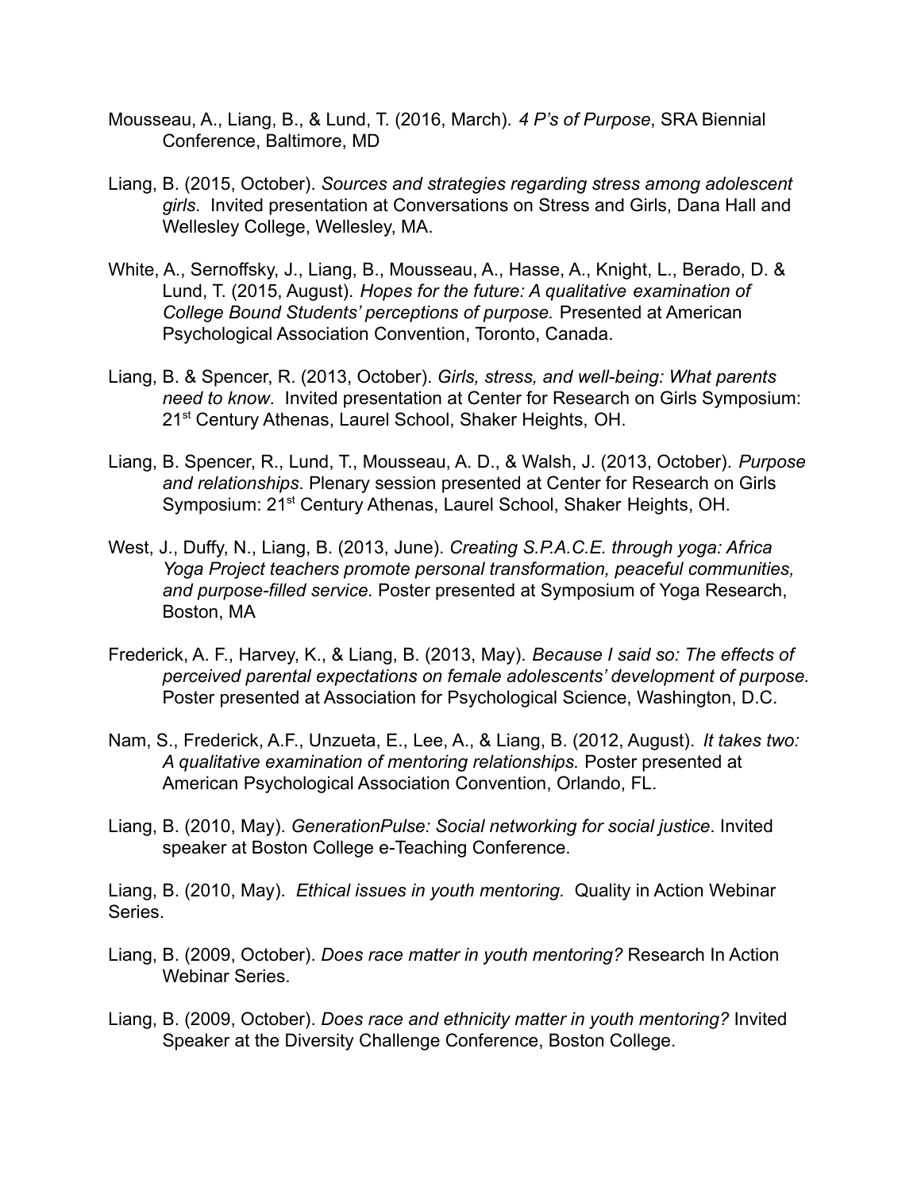Mousseau, A., Liang, B., & Lund, T. (2016, March). *4 P's of Purpose*, SRA Biennial Conference, Baltimore, MD

Liang, B. (2015, October). *Sources and strategies regarding stress among adolescent girls*. Invited presentation at Conversations on Stress and Girls, Dana Hall and Wellesley College, Wellesley, MA.

White, A., Sernoffsky, J., Liang, B., Mousseau, A., Hasse, A., Knight, L., Berado, D. & Lund, T. (2015, August). *Hopes for the future: A qualitative examination of College Bound Students' perceptions of purpose.* Presented at American Psychological Association Convention, Toronto, Canada.

Liang, B. & Spencer, R. (2013, October). *Girls, stress, and well-being: What parents need to know*. Invited presentation at Center for Research on Girls Symposium: 21st Century Athenas, Laurel School, Shaker Heights, OH.

Liang, B. Spencer, R., Lund, T., Mousseau, A. D., & Walsh, J. (2013, October). *Purpose and relationships*. Plenary session presented at Center for Research on Girls Symposium: 21st Century Athenas, Laurel School, Shaker Heights, OH.

West, J., Duffy, N., Liang, B. (2013, June). *Creating S.P.A.C.E. through yoga: Africa Yoga Project teachers promote personal transformation, peaceful communities, and purpose-filled service.* Poster presented at Symposium of Yoga Research, Boston, MA

Frederick, A. F., Harvey, K., & Liang, B. (2013, May). *Because I said so: The effects of perceived parental expectations on female adolescents' development of purpose.* Poster presented at Association for Psychological Science, Washington, D.C.

Nam, S., Frederick, A.F., Unzueta, E., Lee, A., & Liang, B. (2012, August). *It takes two: A qualitative examination of mentoring relationships.* Poster presented at American Psychological Association Convention, Orlando, FL.

Liang, B. (2010, May). *GenerationPulse: Social networking for social justice*. Invited speaker at Boston College e-Teaching Conference.

Liang, B. (2010, May). *Ethical issues in youth mentoring.* Quality in Action Webinar Series.

Liang, B. (2009, October). *Does race matter in youth mentoring?* Research In Action Webinar Series.

Liang, B. (2009, October). *Does race and ethnicity matter in youth mentoring?* Invited Speaker at the Diversity Challenge Conference, Boston College.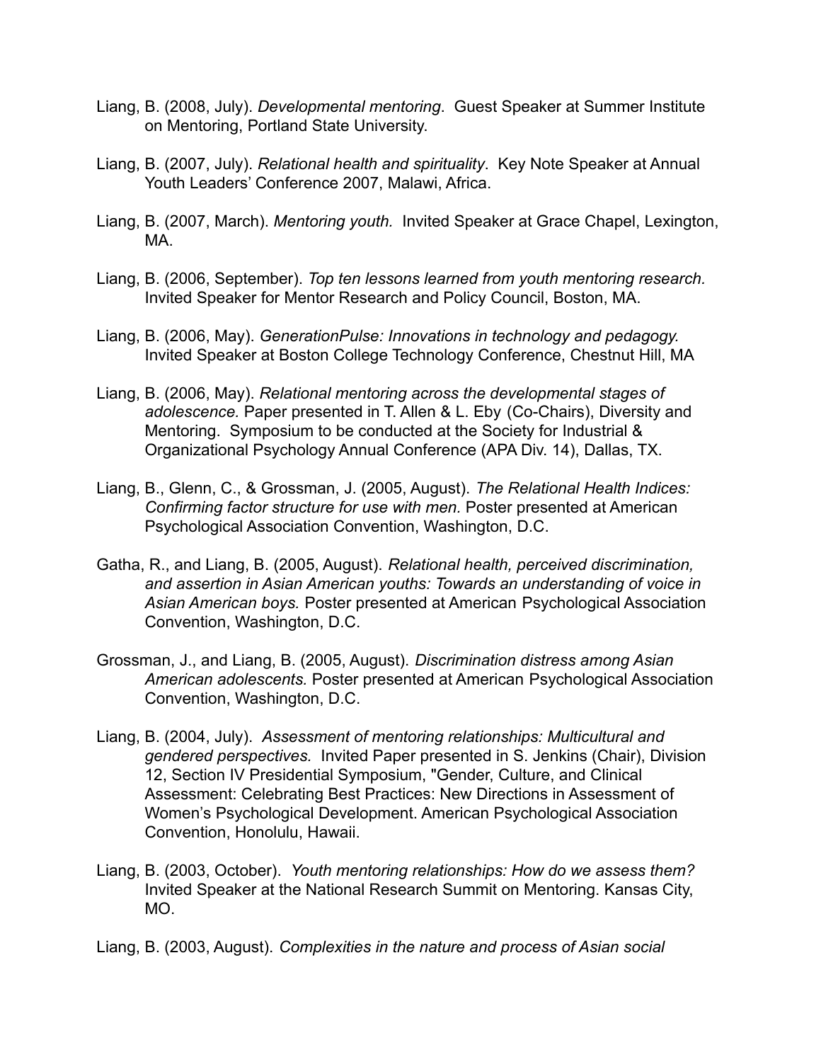Liang, B. (2008, July). *Developmental mentoring*. Guest Speaker at Summer Institute on Mentoring, Portland State University.

Liang, B. (2007, July). *Relational health and spirituality*. Key Note Speaker at Annual Youth Leaders' Conference 2007, Malawi, Africa.

Liang, B. (2007, March). *Mentoring youth.* Invited Speaker at Grace Chapel, Lexington, MA.

Liang, B. (2006, September). *Top ten lessons learned from youth mentoring research.* Invited Speaker for Mentor Research and Policy Council, Boston, MA.

Liang, B. (2006, May). *GenerationPulse: Innovations in technology and pedagogy.* Invited Speaker at Boston College Technology Conference, Chestnut Hill, MA

Liang, B. (2006, May). *Relational mentoring across the developmental stages of adolescence.* Paper presented in T. Allen & L. Eby (Co-Chairs), Diversity and Mentoring. Symposium to be conducted at the Society for Industrial & Organizational Psychology Annual Conference (APA Div. 14), Dallas, TX.

Liang, B., Glenn, C., & Grossman, J. (2005, August). *The Relational Health Indices: Confirming factor structure for use with men.* Poster presented at American Psychological Association Convention, Washington, D.C.

Gatha, R., and Liang, B. (2005, August). *Relational health, perceived discrimination, and assertion in Asian American youths: Towards an understanding of voice in Asian American boys.* Poster presented at American Psychological Association Convention, Washington, D.C.

Grossman, J., and Liang, B. (2005, August). *Discrimination distress among Asian American adolescents.* Poster presented at American Psychological Association Convention, Washington, D.C.

Liang, B. (2004, July). *Assessment of mentoring relationships: Multicultural and gendered perspectives.* Invited Paper presented in S. Jenkins (Chair), Division 12, Section IV Presidential Symposium, "Gender, Culture, and Clinical Assessment: Celebrating Best Practices: New Directions in Assessment of Women's Psychological Development. American Psychological Association Convention, Honolulu, Hawaii.

Liang, B. (2003, October). *Youth mentoring relationships: How do we assess them?* Invited Speaker at the National Research Summit on Mentoring. Kansas City, MO.

Liang, B. (2003, August). *Complexities in the nature and process of Asian social*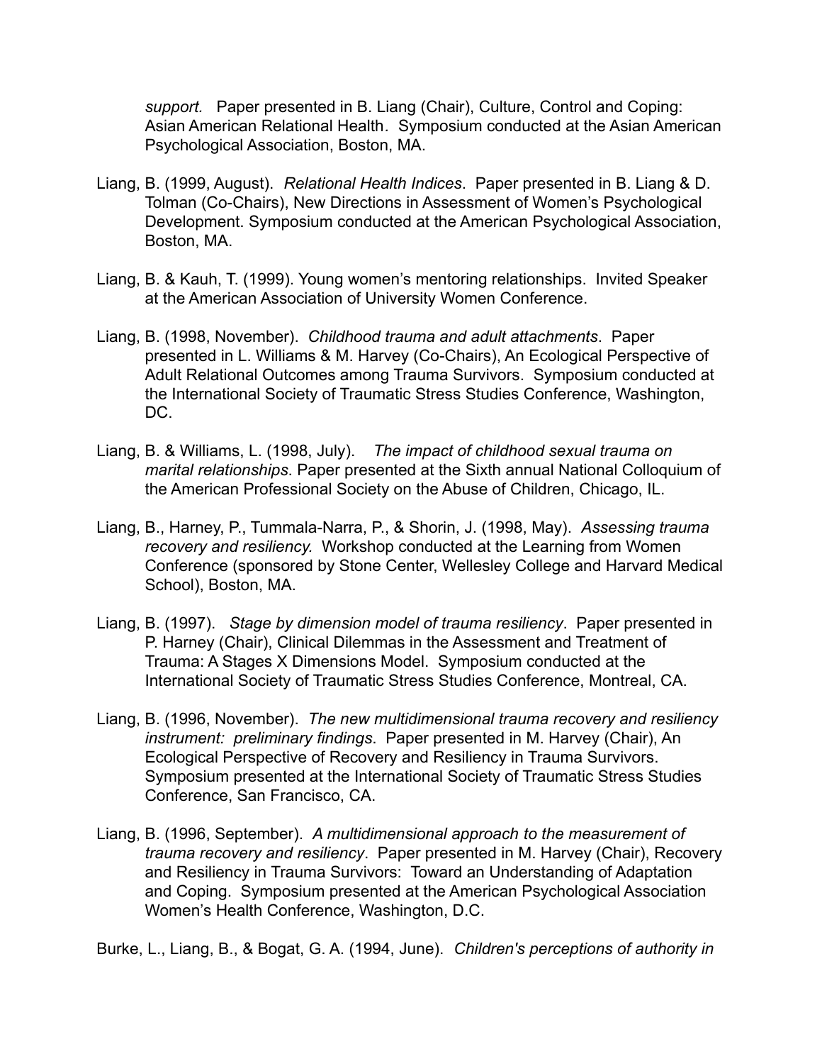*support.* Paper presented in B. Liang (Chair), Culture, Control and Coping: Asian American Relational Health. Symposium conducted at the Asian American Psychological Association, Boston, MA.

Liang, B. (1999, August). *Relational Health Indices*. Paper presented in B. Liang & D. Tolman (Co-Chairs), New Directions in Assessment of Women's Psychological Development. Symposium conducted at the American Psychological Association, Boston, MA.

Liang, B. & Kauh, T. (1999). Young women's mentoring relationships. Invited Speaker at the American Association of University Women Conference.

Liang, B. (1998, November). *Childhood trauma and adult attachments*. Paper presented in L. Williams & M. Harvey (Co-Chairs), An Ecological Perspective of Adult Relational Outcomes among Trauma Survivors. Symposium conducted at the International Society of Traumatic Stress Studies Conference, Washington, DC.

Liang, B. & Williams, L. (1998, July). *The impact of childhood sexual trauma on marital relationships*. Paper presented at the Sixth annual National Colloquium of the American Professional Society on the Abuse of Children, Chicago, IL.

Liang, B., Harney, P., Tummala-Narra, P., & Shorin, J. (1998, May). *Assessing trauma recovery and resiliency.* Workshop conducted at the Learning from Women Conference (sponsored by Stone Center, Wellesley College and Harvard Medical School), Boston, MA.

Liang, B. (1997). *Stage by dimension model of trauma resiliency*. Paper presented in P. Harney (Chair), Clinical Dilemmas in the Assessment and Treatment of Trauma: A Stages X Dimensions Model. Symposium conducted at the International Society of Traumatic Stress Studies Conference, Montreal, CA.

Liang, B. (1996, November). *The new multidimensional trauma recovery and resiliency instrument: preliminary findings*. Paper presented in M. Harvey (Chair), An Ecological Perspective of Recovery and Resiliency in Trauma Survivors. Symposium presented at the International Society of Traumatic Stress Studies Conference, San Francisco, CA.

Liang, B. (1996, September). *A multidimensional approach to the measurement of trauma recovery and resiliency*. Paper presented in M. Harvey (Chair), Recovery and Resiliency in Trauma Survivors: Toward an Understanding of Adaptation and Coping. Symposium presented at the American Psychological Association Women's Health Conference, Washington, D.C.

Burke, L., Liang, B., & Bogat, G. A. (1994, June). *Children's perceptions of authority in*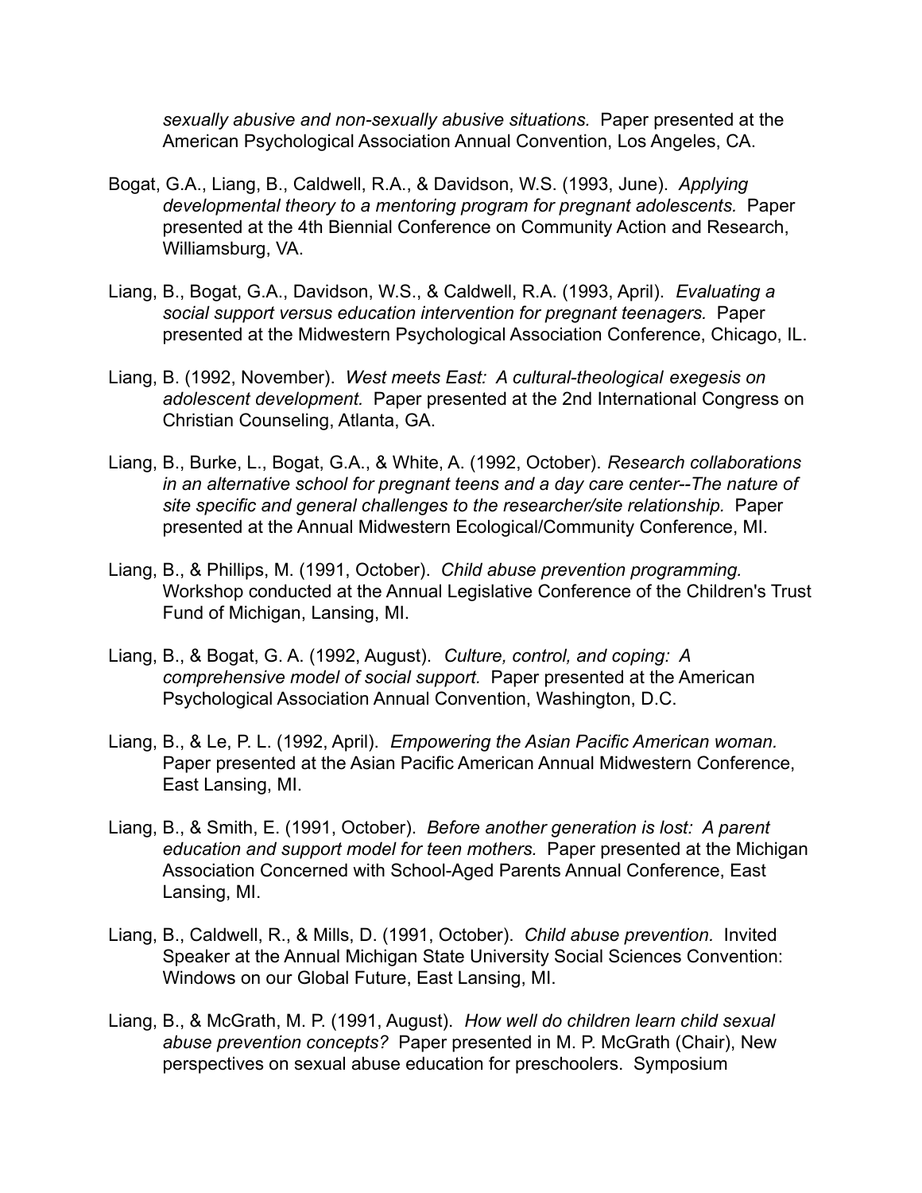*sexually abusive and non-sexually abusive situations.* Paper presented at the American Psychological Association Annual Convention, Los Angeles, CA.

Bogat, G.A., Liang, B., Caldwell, R.A., & Davidson, W.S. (1993, June). *Applying developmental theory to a mentoring program for pregnant adolescents.* Paper presented at the 4th Biennial Conference on Community Action and Research, Williamsburg, VA.

Liang, B., Bogat, G.A., Davidson, W.S., & Caldwell, R.A. (1993, April). *Evaluating a social support versus education intervention for pregnant teenagers.* Paper presented at the Midwestern Psychological Association Conference, Chicago, IL.

Liang, B. (1992, November). *West meets East: A cultural-theological exegesis on adolescent development.* Paper presented at the 2nd International Congress on Christian Counseling, Atlanta, GA.

Liang, B., Burke, L., Bogat, G.A., & White, A. (1992, October). *Research collaborations in an alternative school for pregnant teens and a day care center--The nature of site specific and general challenges to the researcher/site relationship.* Paper presented at the Annual Midwestern Ecological/Community Conference, MI.

Liang, B., & Phillips, M. (1991, October). *Child abuse prevention programming.* Workshop conducted at the Annual Legislative Conference of the Children's Trust Fund of Michigan, Lansing, MI.

Liang, B., & Bogat, G. A. (1992, August). *Culture, control, and coping: A comprehensive model of social support.* Paper presented at the American Psychological Association Annual Convention, Washington, D.C.

Liang, B., & Le, P. L. (1992, April). *Empowering the Asian Pacific American woman.* Paper presented at the Asian Pacific American Annual Midwestern Conference, East Lansing, MI.

Liang, B., & Smith, E. (1991, October). *Before another generation is lost: A parent education and support model for teen mothers.* Paper presented at the Michigan Association Concerned with School-Aged Parents Annual Conference, East Lansing, MI.

Liang, B., Caldwell, R., & Mills, D. (1991, October). *Child abuse prevention.* Invited Speaker at the Annual Michigan State University Social Sciences Convention: Windows on our Global Future, East Lansing, MI.

Liang, B., & McGrath, M. P. (1991, August). *How well do children learn child sexual abuse prevention concepts?* Paper presented in M. P. McGrath (Chair), New perspectives on sexual abuse education for preschoolers. Symposium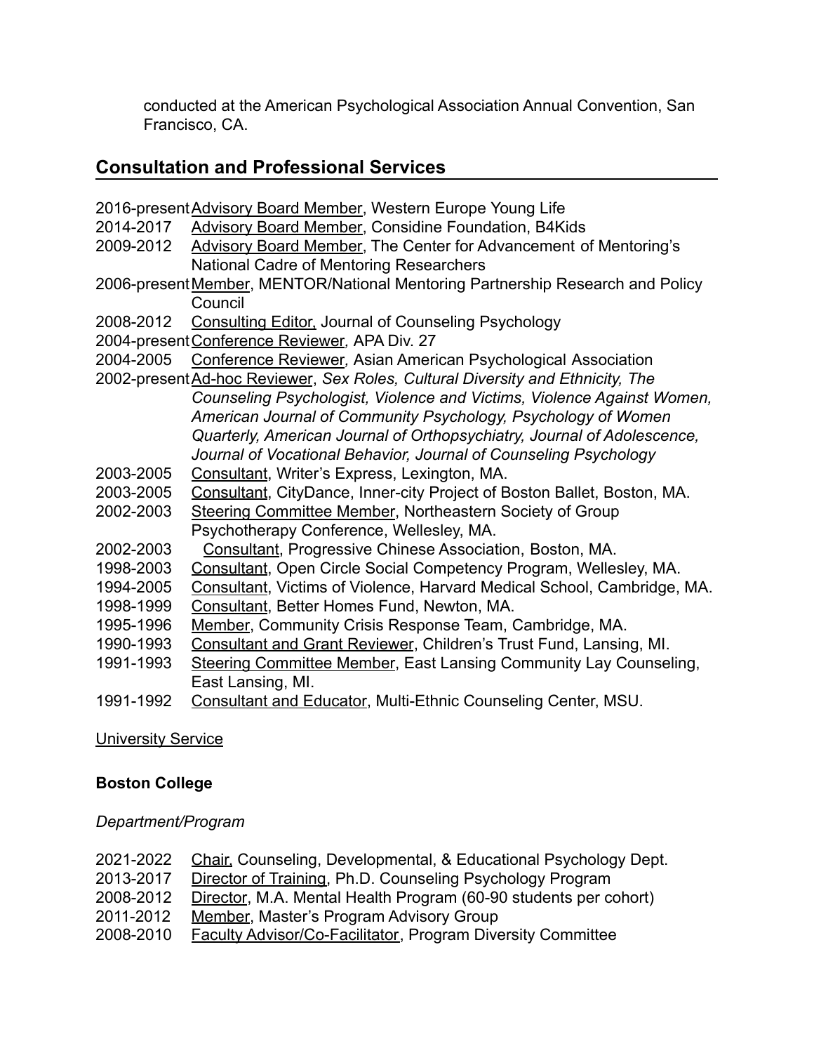conducted at the American Psychological Association Annual Convention, San Francisco, CA.

## Consultation and Professional Services

2016-present <u>Advisory Board Member</u>, Western Europe Young Life
2014-2017 <u>Advisory Board Member</u>, Considine Foundation, B4Kids
2009-2012 <u>Advisory Board Member</u>, The Center for Advancement of Mentoring's National Cadre of Mentoring Researchers
2006-present <u>Member</u>, MENTOR/National Mentoring Partnership Research and Policy Council
2008-2012 <u>Consulting Editor,</u> Journal of Counseling Psychology
2004-present <u>Conference Reviewer</u>, APA Div. 27
2004-2005 <u>Conference Reviewer</u>, Asian American Psychological Association
2002-present <u>Ad-hoc Reviewer</u>, *Sex Roles, Cultural Diversity and Ethnicity, The Counseling Psychologist, Violence and Victims, Violence Against Women, American Journal of Community Psychology, Psychology of Women Quarterly, American Journal of Orthopsychiatry, Journal of Adolescence, Journal of Vocational Behavior, Journal of Counseling Psychology*
2003-2005 <u>Consultant</u>, Writer's Express, Lexington, MA.
2003-2005 <u>Consultant</u>, CityDance, Inner-city Project of Boston Ballet, Boston, MA.
2002-2003 <u>Steering Committee Member</u>, Northeastern Society of Group Psychotherapy Conference, Wellesley, MA.
2002-2003 <u>Consultant</u>, Progressive Chinese Association, Boston, MA.
1998-2003 <u>Consultant</u>, Open Circle Social Competency Program, Wellesley, MA.
1994-2005 <u>Consultant</u>, Victims of Violence, Harvard Medical School, Cambridge, MA.
1998-1999 <u>Consultant</u>, Better Homes Fund, Newton, MA.
1995-1996 <u>Member</u>, Community Crisis Response Team, Cambridge, MA.
1990-1993 <u>Consultant and Grant Reviewer</u>, Children's Trust Fund, Lansing, MI.
1991-1993 <u>Steering Committee Member</u>, East Lansing Community Lay Counseling, East Lansing, MI.
1991-1992 <u>Consultant and Educator</u>, Multi-Ethnic Counseling Center, MSU.

<u>University Service</u>

**Boston College**

*Department/Program*

2021-2022 <u>Chair,</u> Counseling, Developmental, & Educational Psychology Dept.
2013-2017 <u>Director of Training</u>, Ph.D. Counseling Psychology Program
2008-2012 <u>Director</u>, M.A. Mental Health Program (60-90 students per cohort)
2011-2012 <u>Member</u>, Master's Program Advisory Group
2008-2010 <u>Faculty Advisor/Co-Facilitator</u>, Program Diversity Committee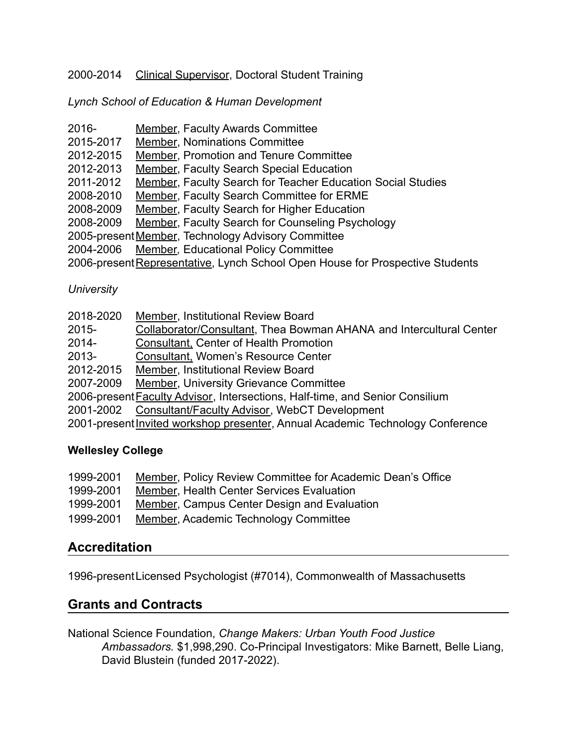2000-2014 Clinical Supervisor, Doctoral Student Training

*Lynch School of Education & Human Development*

2016- Member, Faculty Awards Committee
2015-2017 Member, Nominations Committee
2012-2015 Member, Promotion and Tenure Committee
2012-2013 Member, Faculty Search Special Education
2011-2012 Member, Faculty Search for Teacher Education Social Studies
2008-2010 Member, Faculty Search Committee for ERME
2008-2009 Member, Faculty Search for Higher Education
2008-2009 Member, Faculty Search for Counseling Psychology
2005-present Member, Technology Advisory Committee
2004-2006 Member, Educational Policy Committee
2006-present Representative, Lynch School Open House for Prospective Students

*University*

2018-2020 Member, Institutional Review Board
2015- Collaborator/Consultant, Thea Bowman AHANA and Intercultural Center
2014- Consultant, Center of Health Promotion
2013- Consultant, Women's Resource Center
2012-2015 Member, Institutional Review Board
2007-2009 Member, University Grievance Committee
2006-present Faculty Advisor, Intersections, Half-time, and Senior Consilium
2001-2002 Consultant/Faculty Advisor, WebCT Development
2001-present Invited workshop presenter, Annual Academic Technology Conference

**Wellesley College**

1999-2001 Member, Policy Review Committee for Academic Dean's Office
1999-2001 Member, Health Center Services Evaluation
1999-2001 Member, Campus Center Design and Evaluation
1999-2001 Member, Academic Technology Committee

## Accreditation

1996-present Licensed Psychologist (#7014), Commonwealth of Massachusetts

## Grants and Contracts

National Science Foundation, *Change Makers: Urban Youth Food Justice Ambassadors.* $1,998,290. Co-Principal Investigators: Mike Barnett, Belle Liang, David Blustein (funded 2017-2022).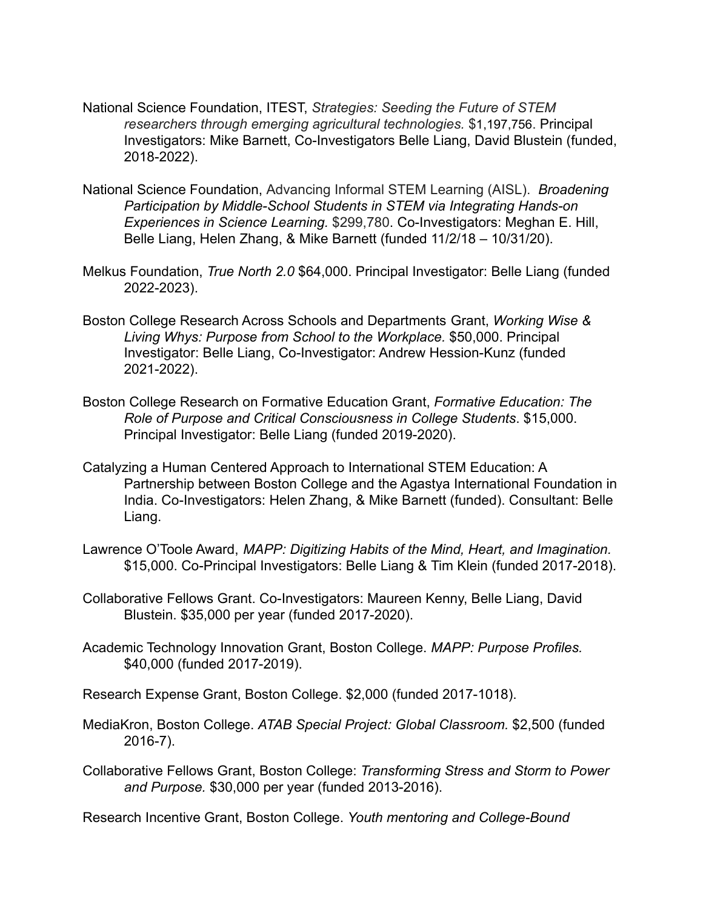National Science Foundation, ITEST, *Strategies: Seeding the Future of STEM researchers through emerging agricultural technologies*. $1,197,756. Principal Investigators: Mike Barnett, Co-Investigators Belle Liang, David Blustein (funded, 2018-2022).

National Science Foundation, Advancing Informal STEM Learning (AISL). *Broadening Participation by Middle-School Students in STEM via Integrating Hands-on Experiences in Science Learning.* $299,780. Co-Investigators: Meghan E. Hill, Belle Liang, Helen Zhang, & Mike Barnett (funded 11/2/18 – 10/31/20).

Melkus Foundation, *True North 2.0* $64,000. Principal Investigator: Belle Liang (funded 2022-2023).

Boston College Research Across Schools and Departments Grant, *Working Wise & Living Whys: Purpose from School to the Workplace.* $50,000. Principal Investigator: Belle Liang, Co-Investigator: Andrew Hession-Kunz (funded 2021-2022).

Boston College Research on Formative Education Grant, *Formative Education: The Role of Purpose and Critical Consciousness in College Students*. $15,000. Principal Investigator: Belle Liang (funded 2019-2020).

Catalyzing a Human Centered Approach to International STEM Education: A Partnership between Boston College and the Agastya International Foundation in India. Co-Investigators: Helen Zhang, & Mike Barnett (funded). Consultant: Belle Liang.

Lawrence O'Toole Award, *MAPP: Digitizing Habits of the Mind, Heart, and Imagination.* $15,000. Co-Principal Investigators: Belle Liang & Tim Klein (funded 2017-2018).

Collaborative Fellows Grant. Co-Investigators: Maureen Kenny, Belle Liang, David Blustein. $35,000 per year (funded 2017-2020).

Academic Technology Innovation Grant, Boston College. *MAPP: Purpose Profiles.* $40,000 (funded 2017-2019).

Research Expense Grant, Boston College. $2,000 (funded 2017-1018).

MediaKron, Boston College. *ATAB Special Project: Global Classroom.* $2,500 (funded 2016-7).

Collaborative Fellows Grant, Boston College: *Transforming Stress and Storm to Power and Purpose.* $30,000 per year (funded 2013-2016).

Research Incentive Grant, Boston College. *Youth mentoring and College-Bound*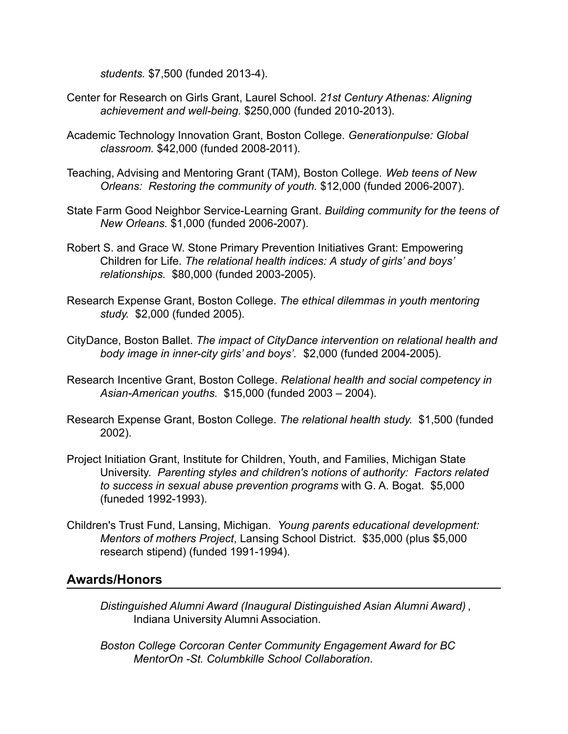*students.* $7,500 (funded 2013-4).

Center for Research on Girls Grant, Laurel School. *21st Century Athenas: Aligning achievement and well-being.* $250,000 (funded 2010-2013).

Academic Technology Innovation Grant, Boston College. *Generationpulse: Global classroom.* $42,000 (funded 2008-2011).

Teaching, Advising and Mentoring Grant (TAM), Boston College. *Web teens of New Orleans: Restoring the community of youth.* $12,000 (funded 2006-2007).

State Farm Good Neighbor Service-Learning Grant. *Building community for the teens of New Orleans.* $1,000 (funded 2006-2007).

Robert S. and Grace W. Stone Primary Prevention Initiatives Grant: Empowering Children for Life. *The relational health indices: A study of girls' and boys' relationships.* $80,000 (funded 2003-2005).

Research Expense Grant, Boston College. *The ethical dilemmas in youth mentoring study.* $2,000 (funded 2005).

CityDance, Boston Ballet. *The impact of CityDance intervention on relational health and body image in inner-city girls' and boys'.* $2,000 (funded 2004-2005).

Research Incentive Grant, Boston College. *Relational health and social competency in Asian-American youths.* $15,000 (funded 2003 – 2004).

Research Expense Grant, Boston College. *The relational health study.* $1,500 (funded 2002).

Project Initiation Grant, Institute for Children, Youth, and Families, Michigan State University. *Parenting styles and children's notions of authority: Factors related to success in sexual abuse prevention programs* with G. A. Bogat. $5,000 (funeded 1992-1993).

Children's Trust Fund, Lansing, Michigan. *Young parents educational development: Mentors of mothers Project*, Lansing School District. $35,000 (plus $5,000 research stipend) (funded 1991-1994).

## Awards/Honors

*Distinguished Alumni Award (Inaugural Distinguished Asian Alumni Award)* , Indiana University Alumni Association.

*Boston College Corcoran Center Community Engagement Award for BC MentorOn -St. Columbkille School Collaboration*.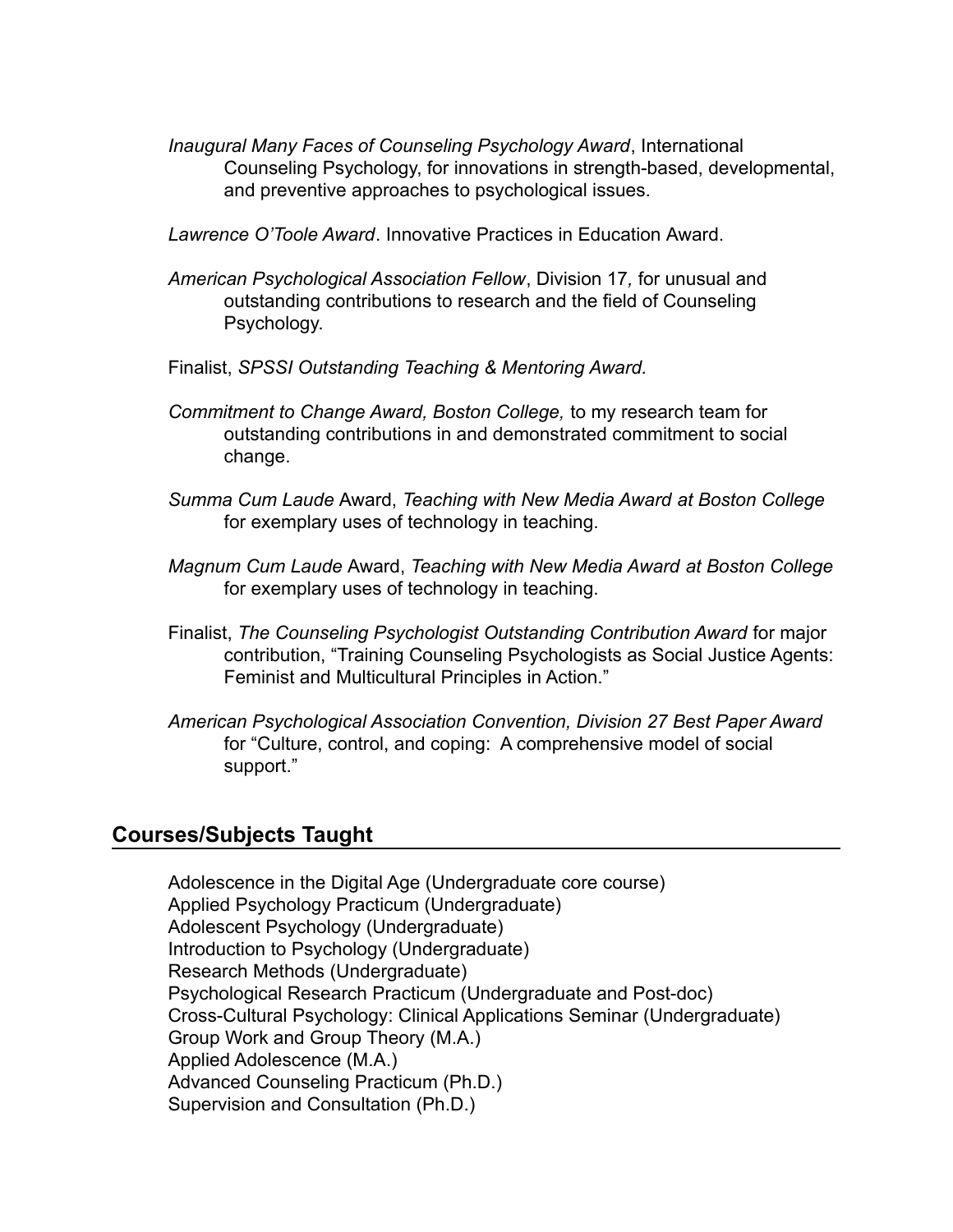*Inaugural Many Faces of Counseling Psychology Award*, International Counseling Psychology, for innovations in strength-based, developmental, and preventive approaches to psychological issues.

*Lawrence O'Toole Award*. Innovative Practices in Education Award.

*American Psychological Association Fellow*, Division 17*,* for unusual and outstanding contributions to research and the field of Counseling Psychology.

Finalist, *SPSSI Outstanding Teaching & Mentoring Award.*

*Commitment to Change Award, Boston College,* to my research team for outstanding contributions in and demonstrated commitment to social change.

*Summa Cum Laude* Award, *Teaching with New Media Award at Boston College* for exemplary uses of technology in teaching.

*Magnum Cum Laude* Award, *Teaching with New Media Award at Boston College* for exemplary uses of technology in teaching.

Finalist, *The Counseling Psychologist Outstanding Contribution Award* for major contribution, "Training Counseling Psychologists as Social Justice Agents: Feminist and Multicultural Principles in Action."

*American Psychological Association Convention, Division 27 Best Paper Award* for "Culture, control, and coping: A comprehensive model of social support."

## Courses/Subjects Taught

Adolescence in the Digital Age (Undergraduate core course)
Applied Psychology Practicum (Undergraduate)
Adolescent Psychology (Undergraduate)
Introduction to Psychology (Undergraduate)
Research Methods (Undergraduate)
Psychological Research Practicum (Undergraduate and Post-doc)
Cross-Cultural Psychology: Clinical Applications Seminar (Undergraduate)
Group Work and Group Theory (M.A.)
Applied Adolescence (M.A.)
Advanced Counseling Practicum (Ph.D.)
Supervision and Consultation (Ph.D.)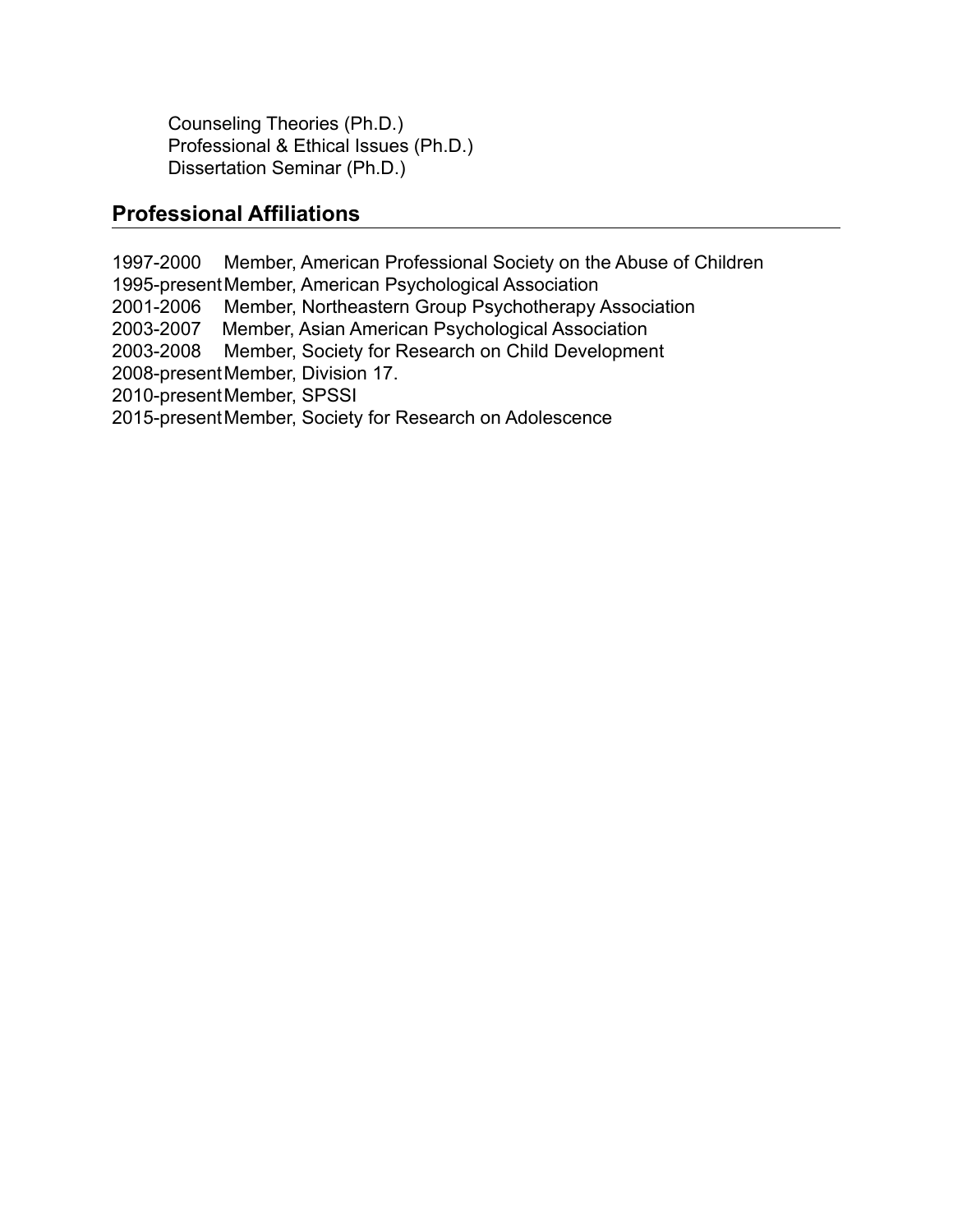Counseling Theories (Ph.D.)
Professional & Ethical Issues (Ph.D.)
Dissertation Seminar (Ph.D.)

## Professional Affiliations

1997-2000 Member, American Professional Society on the Abuse of Children
1995-present Member, American Psychological Association
2001-2006 Member, Northeastern Group Psychotherapy Association
2003-2007 Member, Asian American Psychological Association
2003-2008 Member, Society for Research on Child Development
2008-present Member, Division 17.
2010-present Member, SPSSI
2015-present Member, Society for Research on Adolescence